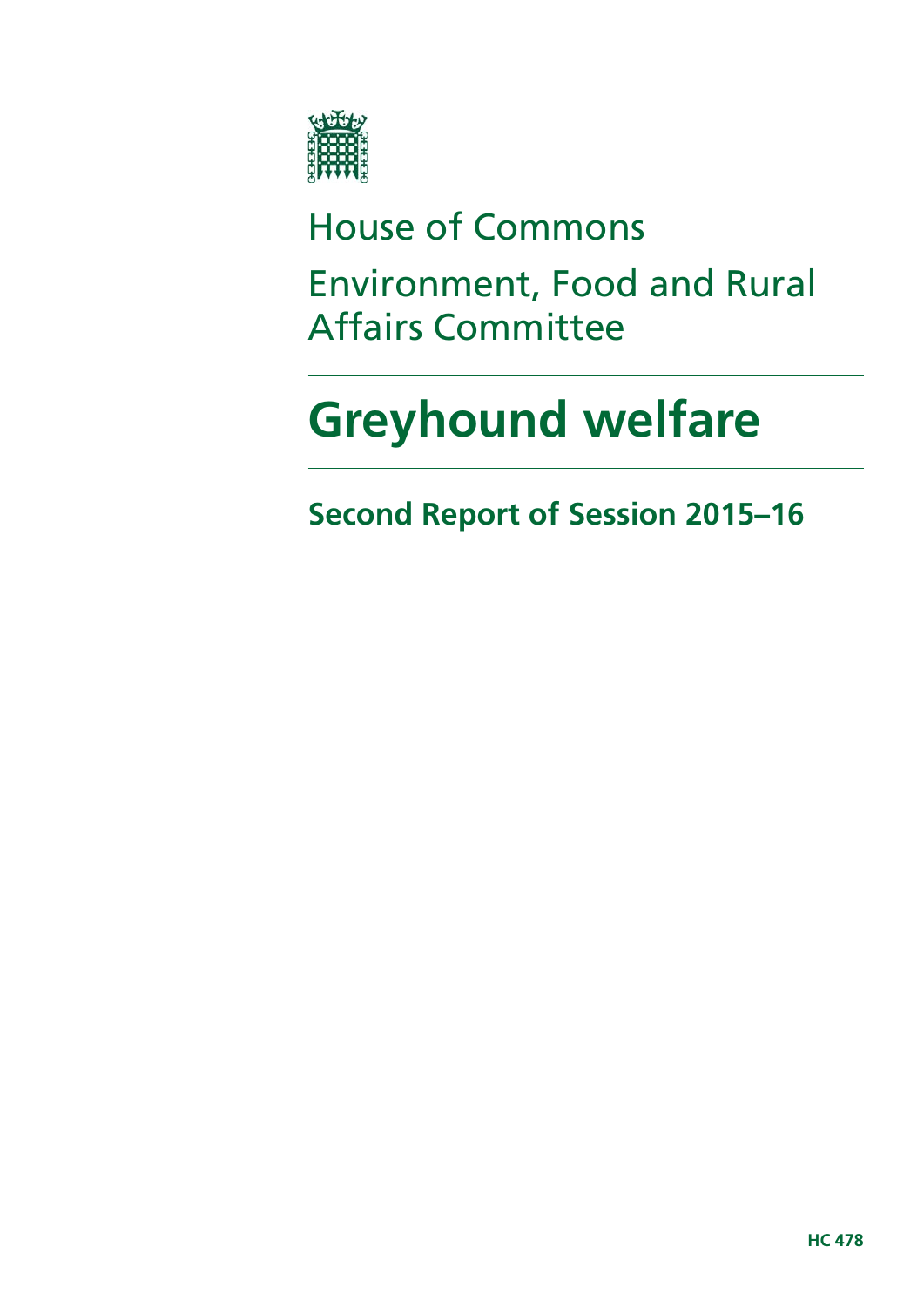House of Commons

Environment, Food and Rural Affairs Committee

# Greyhound welfare

## Second Report of Session 2015–16

HC 478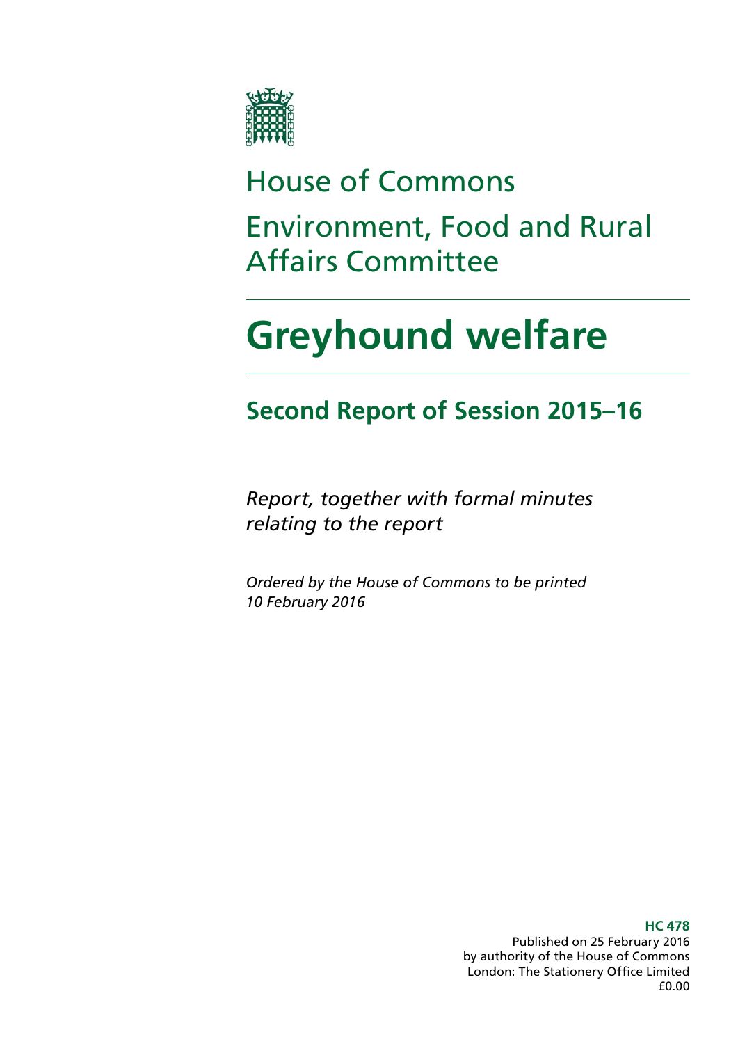# House of Commons

# Environment, Food and Rural Affairs Committee

# Greyhound welfare

## Second Report of Session 2015–16

*Report, together with formal minutes relating to the report*

*Ordered by the House of Commons to be printed 10 February 2016*

**HC 478**

Published on 25 February 2016
by authority of the House of Commons
London: The Stationery Office Limited
£0.00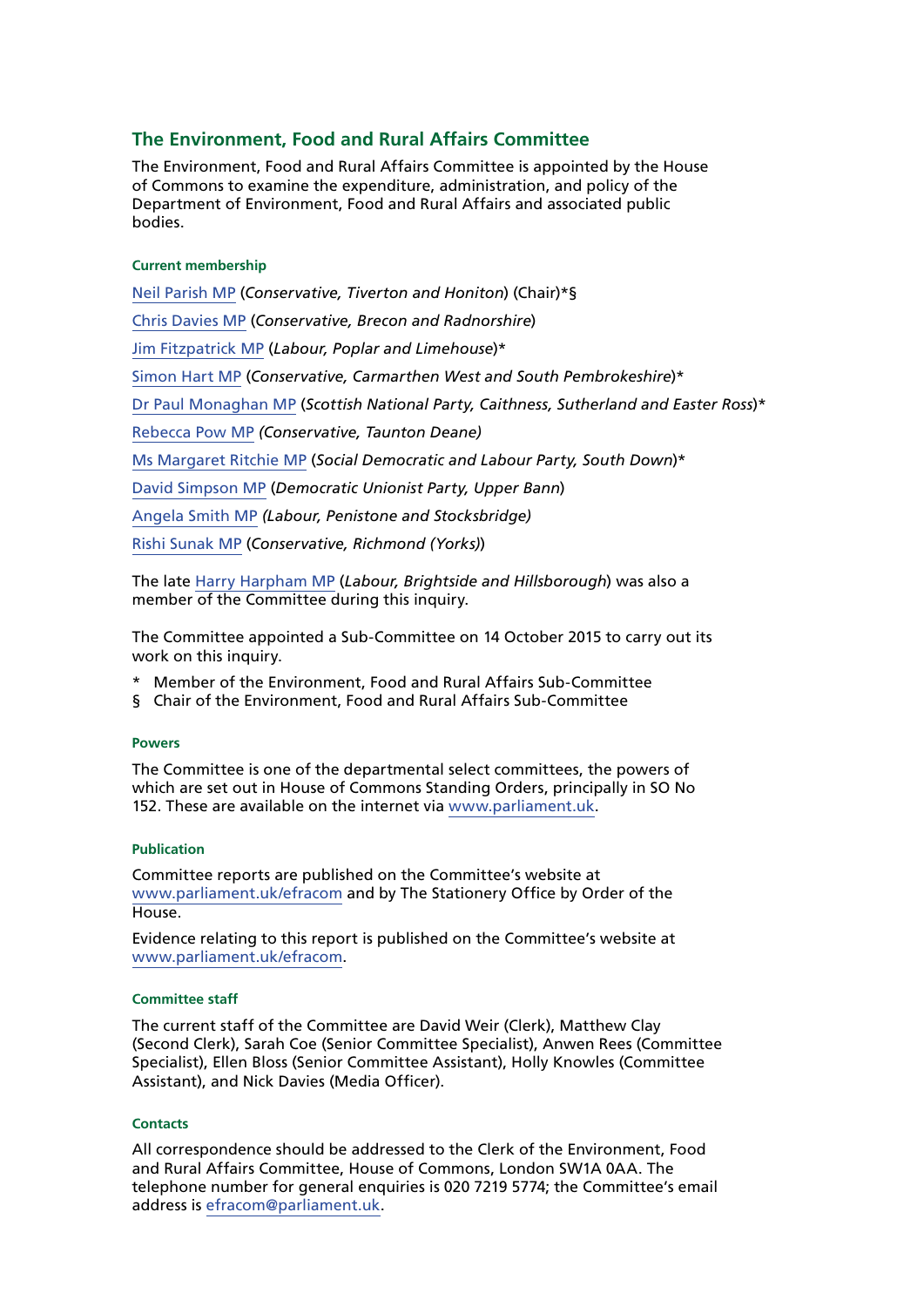## The Environment, Food and Rural Affairs Committee

The Environment, Food and Rural Affairs Committee is appointed by the House of Commons to examine the expenditure, administration, and policy of the Department of Environment, Food and Rural Affairs and associated public bodies.

#### Current membership

Neil Parish MP (*Conservative, Tiverton and Honiton*) (Chair)*§

Chris Davies MP (*Conservative, Brecon and Radnorshire*)

Jim Fitzpatrick MP (*Labour, Poplar and Limehouse*)*

Simon Hart MP (*Conservative, Carmarthen West and South Pembrokeshire*)*

Dr Paul Monaghan MP (*Scottish National Party, Caithness, Sutherland and Easter Ross*)*

Rebecca Pow MP *(Conservative, Taunton Deane)*

Ms Margaret Ritchie MP (*Social Democratic and Labour Party, South Down*)*

David Simpson MP (*Democratic Unionist Party, Upper Bann*)

Angela Smith MP *(Labour, Penistone and Stocksbridge)*

Rishi Sunak MP (*Conservative, Richmond (Yorks)*)

The late Harry Harpham MP (*Labour, Brightside and Hillsborough*) was also a member of the Committee during this inquiry.

The Committee appointed a Sub-Committee on 14 October 2015 to carry out its work on this inquiry.

\* Member of the Environment, Food and Rural Affairs Sub-Committee

§ Chair of the Environment, Food and Rural Affairs Sub-Committee

#### Powers

The Committee is one of the departmental select committees, the powers of which are set out in House of Commons Standing Orders, principally in SO No 152. These are available on the internet via www.parliament.uk.

#### Publication

Committee reports are published on the Committee's website at www.parliament.uk/efracom and by The Stationery Office by Order of the House.

Evidence relating to this report is published on the Committee's website at www.parliament.uk/efracom.

#### Committee staff

The current staff of the Committee are David Weir (Clerk), Matthew Clay (Second Clerk), Sarah Coe (Senior Committee Specialist), Anwen Rees (Committee Specialist), Ellen Bloss (Senior Committee Assistant), Holly Knowles (Committee Assistant), and Nick Davies (Media Officer).

#### Contacts

All correspondence should be addressed to the Clerk of the Environment, Food and Rural Affairs Committee, House of Commons, London SW1A 0AA. The telephone number for general enquiries is 020 7219 5774; the Committee's email address is efracom@parliament.uk.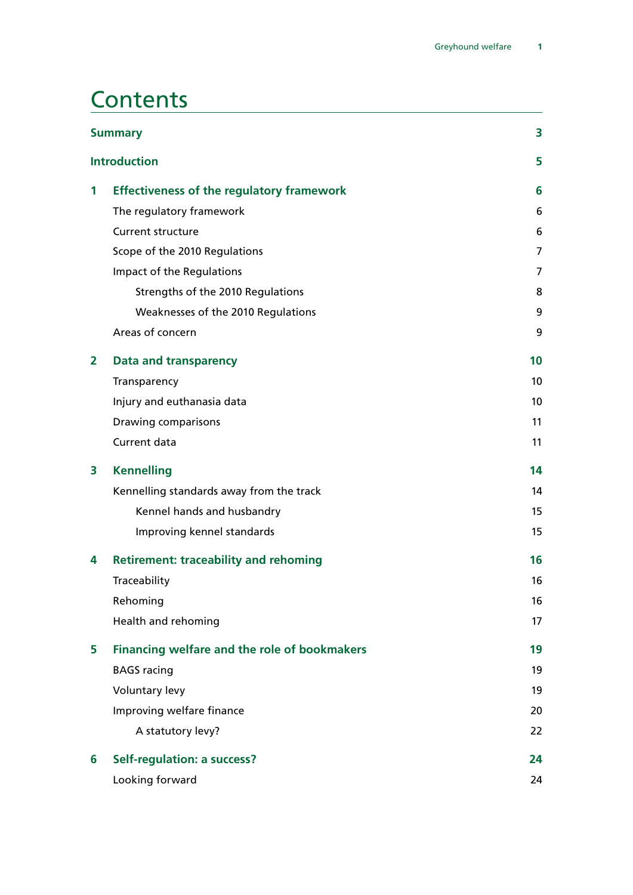# Contents

| | | |
|---|---|---|
| **Summary** | | **3** |
| **Introduction** | | **5** |
| **1** | **Effectiveness of the regulatory framework** | **6** |
| | The regulatory framework | 6 |
| | Current structure | 6 |
| | Scope of the 2010 Regulations | 7 |
| | Impact of the Regulations | 7 |
| | Strengths of the 2010 Regulations | 8 |
| | Weaknesses of the 2010 Regulations | 9 |
| | Areas of concern | 9 |
| **2** | **Data and transparency** | **10** |
| | Transparency | 10 |
| | Injury and euthanasia data | 10 |
| | Drawing comparisons | 11 |
| | Current data | 11 |
| **3** | **Kennelling** | **14** |
| | Kennelling standards away from the track | 14 |
| | Kennel hands and husbandry | 15 |
| | Improving kennel standards | 15 |
| **4** | **Retirement: traceability and rehoming** | **16** |
| | Traceability | 16 |
| | Rehoming | 16 |
| | Health and rehoming | 17 |
| **5** | **Financing welfare and the role of bookmakers** | **19** |
| | BAGS racing | 19 |
| | Voluntary levy | 19 |
| | Improving welfare finance | 20 |
| | A statutory levy? | 22 |
| **6** | **Self-regulation: a success?** | **24** |
| | Looking forward | 24 |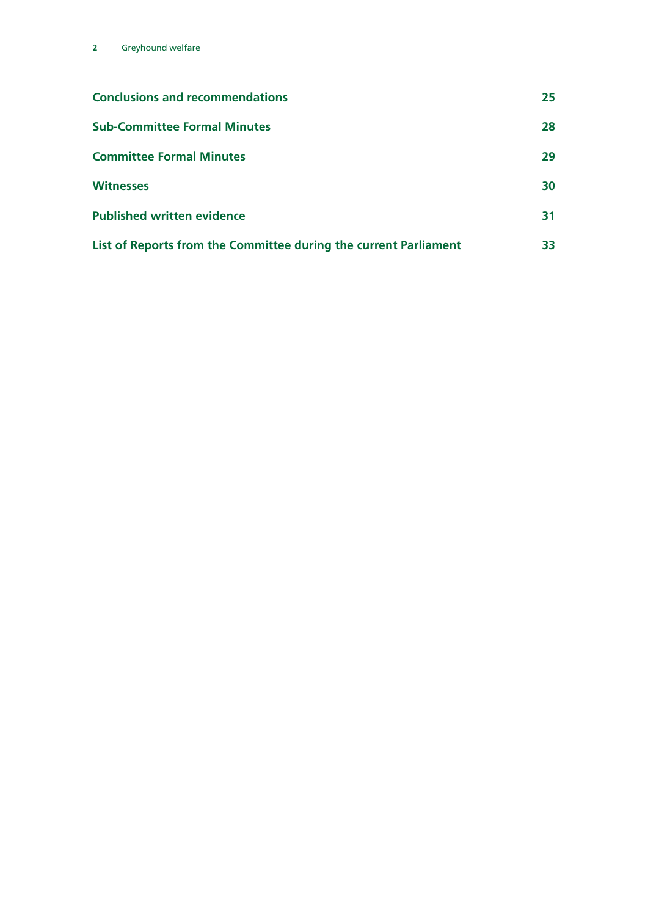**Conclusions and recommendations** 25

**Sub-Committee Formal Minutes** 28

**Committee Formal Minutes** 29

**Witnesses** 30

**Published written evidence** 31

**List of Reports from the Committee during the current Parliament** 33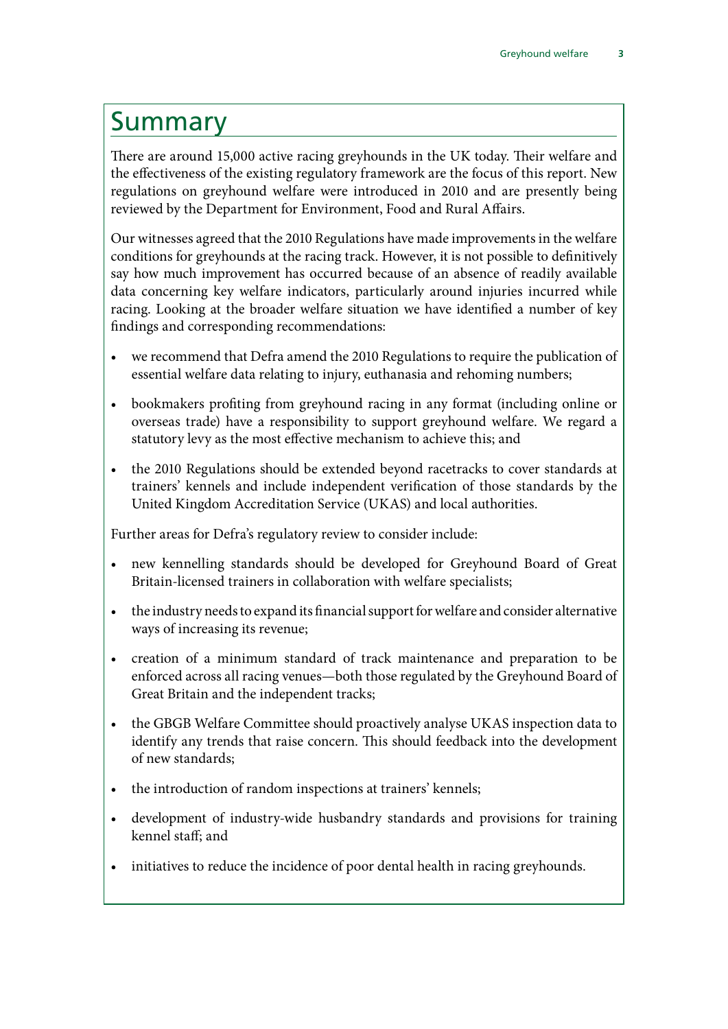# Summary

There are around 15,000 active racing greyhounds in the UK today. Their welfare and the effectiveness of the existing regulatory framework are the focus of this report. New regulations on greyhound welfare were introduced in 2010 and are presently being reviewed by the Department for Environment, Food and Rural Affairs.

Our witnesses agreed that the 2010 Regulations have made improvements in the welfare conditions for greyhounds at the racing track. However, it is not possible to definitively say how much improvement has occurred because of an absence of readily available data concerning key welfare indicators, particularly around injuries incurred while racing. Looking at the broader welfare situation we have identified a number of key findings and corresponding recommendations:

- we recommend that Defra amend the 2010 Regulations to require the publication of essential welfare data relating to injury, euthanasia and rehoming numbers;
- bookmakers profiting from greyhound racing in any format (including online or overseas trade) have a responsibility to support greyhound welfare. We regard a statutory levy as the most effective mechanism to achieve this; and
- the 2010 Regulations should be extended beyond racetracks to cover standards at trainers' kennels and include independent verification of those standards by the United Kingdom Accreditation Service (UKAS) and local authorities.

Further areas for Defra's regulatory review to consider include:

- new kennelling standards should be developed for Greyhound Board of Great Britain-licensed trainers in collaboration with welfare specialists;
- the industry needs to expand its financial support for welfare and consider alternative ways of increasing its revenue;
- creation of a minimum standard of track maintenance and preparation to be enforced across all racing venues—both those regulated by the Greyhound Board of Great Britain and the independent tracks;
- the GBGB Welfare Committee should proactively analyse UKAS inspection data to identify any trends that raise concern. This should feedback into the development of new standards;
- the introduction of random inspections at trainers' kennels;
- development of industry-wide husbandry standards and provisions for training kennel staff; and
- initiatives to reduce the incidence of poor dental health in racing greyhounds.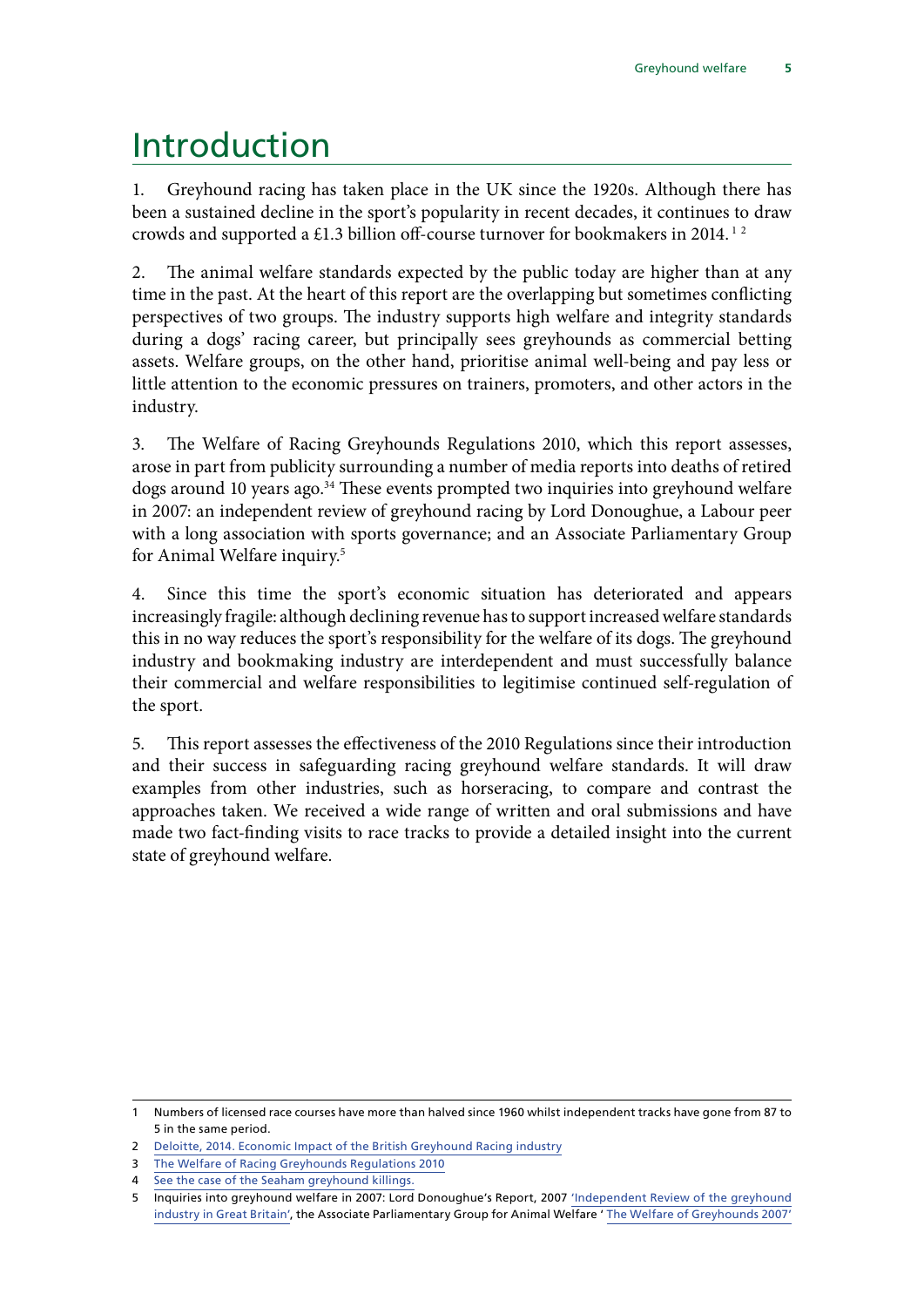# Introduction

1. Greyhound racing has taken place in the UK since the 1920s. Although there has been a sustained decline in the sport's popularity in recent decades, it continues to draw crowds and supported a £1.3 billion off-course turnover for bookmakers in 2014. [1] [2]

2. The animal welfare standards expected by the public today are higher than at any time in the past. At the heart of this report are the overlapping but sometimes conflicting perspectives of two groups. The industry supports high welfare and integrity standards during a dogs' racing career, but principally sees greyhounds as commercial betting assets. Welfare groups, on the other hand, prioritise animal well-being and pay less or little attention to the economic pressures on trainers, promoters, and other actors in the industry.

3. The Welfare of Racing Greyhounds Regulations 2010, which this report assesses, arose in part from publicity surrounding a number of media reports into deaths of retired dogs around 10 years ago.[3][4] These events prompted two inquiries into greyhound welfare in 2007: an independent review of greyhound racing by Lord Donoughue, a Labour peer with a long association with sports governance; and an Associate Parliamentary Group for Animal Welfare inquiry.[5]

4. Since this time the sport's economic situation has deteriorated and appears increasingly fragile: although declining revenue has to support increased welfare standards this in no way reduces the sport's responsibility for the welfare of its dogs. The greyhound industry and bookmaking industry are interdependent and must successfully balance their commercial and welfare responsibilities to legitimise continued self-regulation of the sport.

5. This report assesses the effectiveness of the 2010 Regulations since their introduction and their success in safeguarding racing greyhound welfare standards. It will draw examples from other industries, such as horseracing, to compare and contrast the approaches taken. We received a wide range of written and oral submissions and have made two fact-finding visits to race tracks to provide a detailed insight into the current state of greyhound welfare.

---

1 Numbers of licensed race courses have more than halved since 1960 whilst independent tracks have gone from 87 to 5 in the same period.

2 Deloitte, 2014. Economic Impact of the British Greyhound Racing industry

3 The Welfare of Racing Greyhounds Regulations 2010

4 See the case of the Seaham greyhound killings.

5 Inquiries into greyhound welfare in 2007: Lord Donoughue's Report, 2007 'Independent Review of the greyhound industry in Great Britain', the Associate Parliamentary Group for Animal Welfare ' The Welfare of Greyhounds 2007'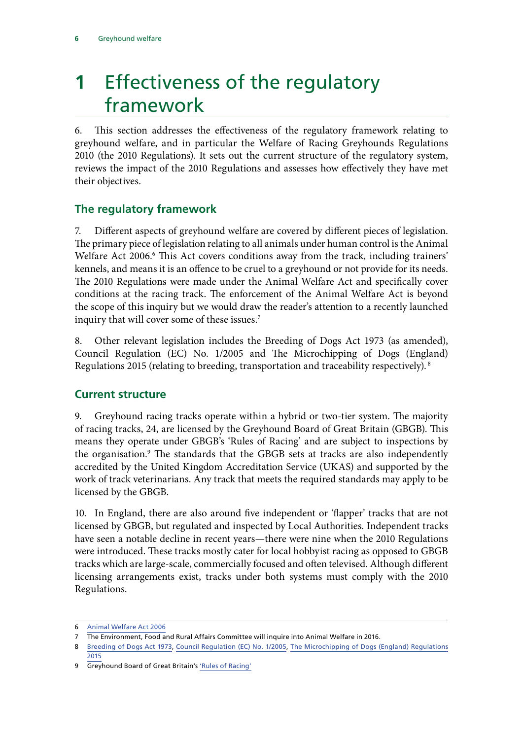# 1 Effectiveness of the regulatory framework

6. This section addresses the effectiveness of the regulatory framework relating to greyhound welfare, and in particular the Welfare of Racing Greyhounds Regulations 2010 (the 2010 Regulations). It sets out the current structure of the regulatory system, reviews the impact of the 2010 Regulations and assesses how effectively they have met their objectives.

## The regulatory framework

7. Different aspects of greyhound welfare are covered by different pieces of legislation. The primary piece of legislation relating to all animals under human control is the Animal Welfare Act 2006.[6] This Act covers conditions away from the track, including trainers' kennels, and means it is an offence to be cruel to a greyhound or not provide for its needs. The 2010 Regulations were made under the Animal Welfare Act and specifically cover conditions at the racing track. The enforcement of the Animal Welfare Act is beyond the scope of this inquiry but we would draw the reader's attention to a recently launched inquiry that will cover some of these issues.[7]

8. Other relevant legislation includes the Breeding of Dogs Act 1973 (as amended), Council Regulation (EC) No. 1/2005 and The Microchipping of Dogs (England) Regulations 2015 (relating to breeding, transportation and traceability respectively).[8]

## Current structure

9. Greyhound racing tracks operate within a hybrid or two-tier system. The majority of racing tracks, 24, are licensed by the Greyhound Board of Great Britain (GBGB). This means they operate under GBGB's 'Rules of Racing' and are subject to inspections by the organisation.[9] The standards that the GBGB sets at tracks are also independently accredited by the United Kingdom Accreditation Service (UKAS) and supported by the work of track veterinarians. Any track that meets the required standards may apply to be licensed by the GBGB.

10. In England, there are also around five independent or 'flapper' tracks that are not licensed by GBGB, but regulated and inspected by Local Authorities. Independent tracks have seen a notable decline in recent years—there were nine when the 2010 Regulations were introduced. These tracks mostly cater for local hobbyist racing as opposed to GBGB tracks which are large-scale, commercially focused and often televised. Although different licensing arrangements exist, tracks under both systems must comply with the 2010 Regulations.

---

6 Animal Welfare Act 2006

7 The Environment, Food and Rural Affairs Committee will inquire into Animal Welfare in 2016.

8 Breeding of Dogs Act 1973, Council Regulation (EC) No. 1/2005, The Microchipping of Dogs (England) Regulations 2015

9 Greyhound Board of Great Britain's 'Rules of Racing'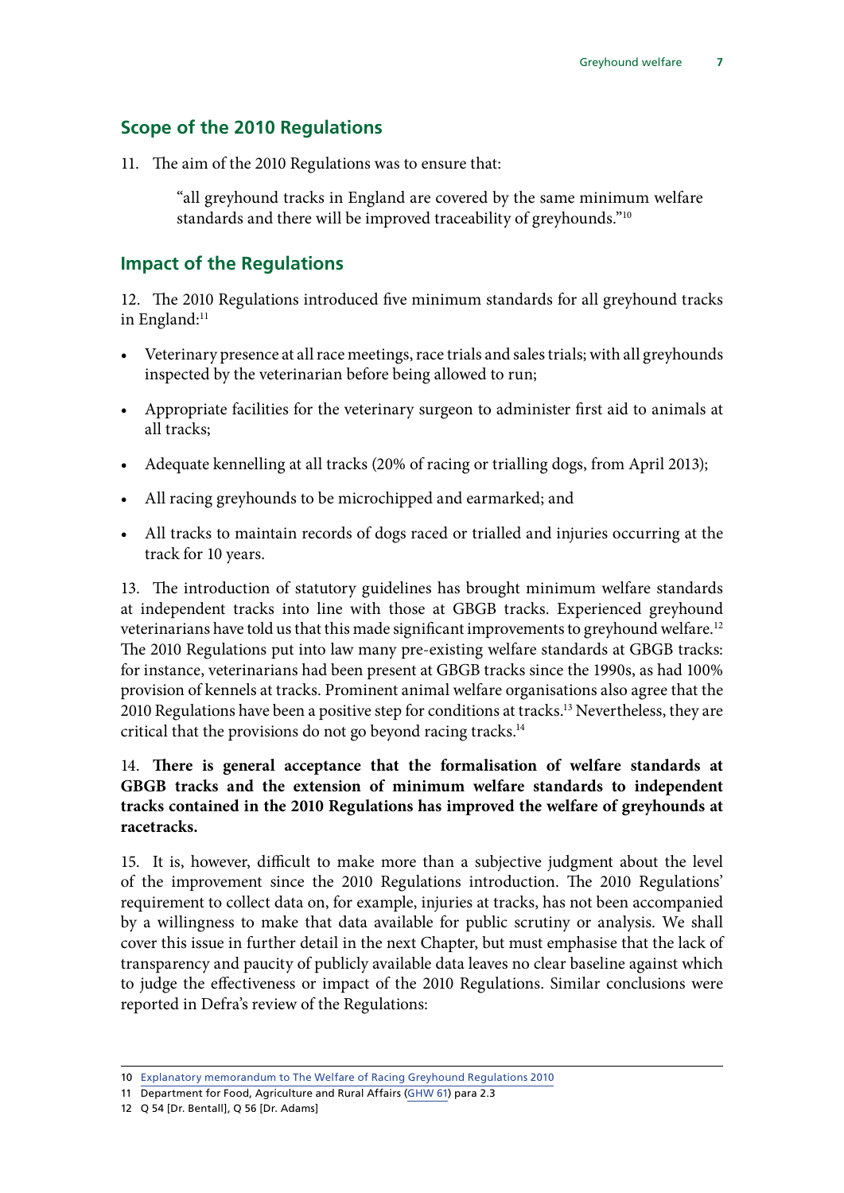## Scope of the 2010 Regulations

11. The aim of the 2010 Regulations was to ensure that:

> "all greyhound tracks in England are covered by the same minimum welfare standards and there will be improved traceability of greyhounds."[10]

## Impact of the Regulations

12. The 2010 Regulations introduced five minimum standards for all greyhound tracks in England:[11]

- Veterinary presence at all race meetings, race trials and sales trials; with all greyhounds inspected by the veterinarian before being allowed to run;
- Appropriate facilities for the veterinary surgeon to administer first aid to animals at all tracks;
- Adequate kennelling at all tracks (20% of racing or trialling dogs, from April 2013);
- All racing greyhounds to be microchipped and earmarked; and
- All tracks to maintain records of dogs raced or trialled and injuries occurring at the track for 10 years.

13. The introduction of statutory guidelines has brought minimum welfare standards at independent tracks into line with those at GBGB tracks. Experienced greyhound veterinarians have told us that this made significant improvements to greyhound welfare.[12] The 2010 Regulations put into law many pre-existing welfare standards at GBGB tracks: for instance, veterinarians had been present at GBGB tracks since the 1990s, as had 100% provision of kennels at tracks. Prominent animal welfare organisations also agree that the 2010 Regulations have been a positive step for conditions at tracks.[13] Nevertheless, they are critical that the provisions do not go beyond racing tracks.[14]

14. **There is general acceptance that the formalisation of welfare standards at GBGB tracks and the extension of minimum welfare standards to independent tracks contained in the 2010 Regulations has improved the welfare of greyhounds at racetracks.**

15. It is, however, difficult to make more than a subjective judgment about the level of the improvement since the 2010 Regulations introduction. The 2010 Regulations' requirement to collect data on, for example, injuries at tracks, has not been accompanied by a willingness to make that data available for public scrutiny or analysis. We shall cover this issue in further detail in the next Chapter, but must emphasise that the lack of transparency and paucity of publicly available data leaves no clear baseline against which to judge the effectiveness or impact of the 2010 Regulations. Similar conclusions were reported in Defra's review of the Regulations:

---

10 Explanatory memorandum to The Welfare of Racing Greyhound Regulations 2010

11 Department for Food, Agriculture and Rural Affairs (GHW 61) para 2.3

12 Q 54 [Dr. Bentall], Q 56 [Dr. Adams]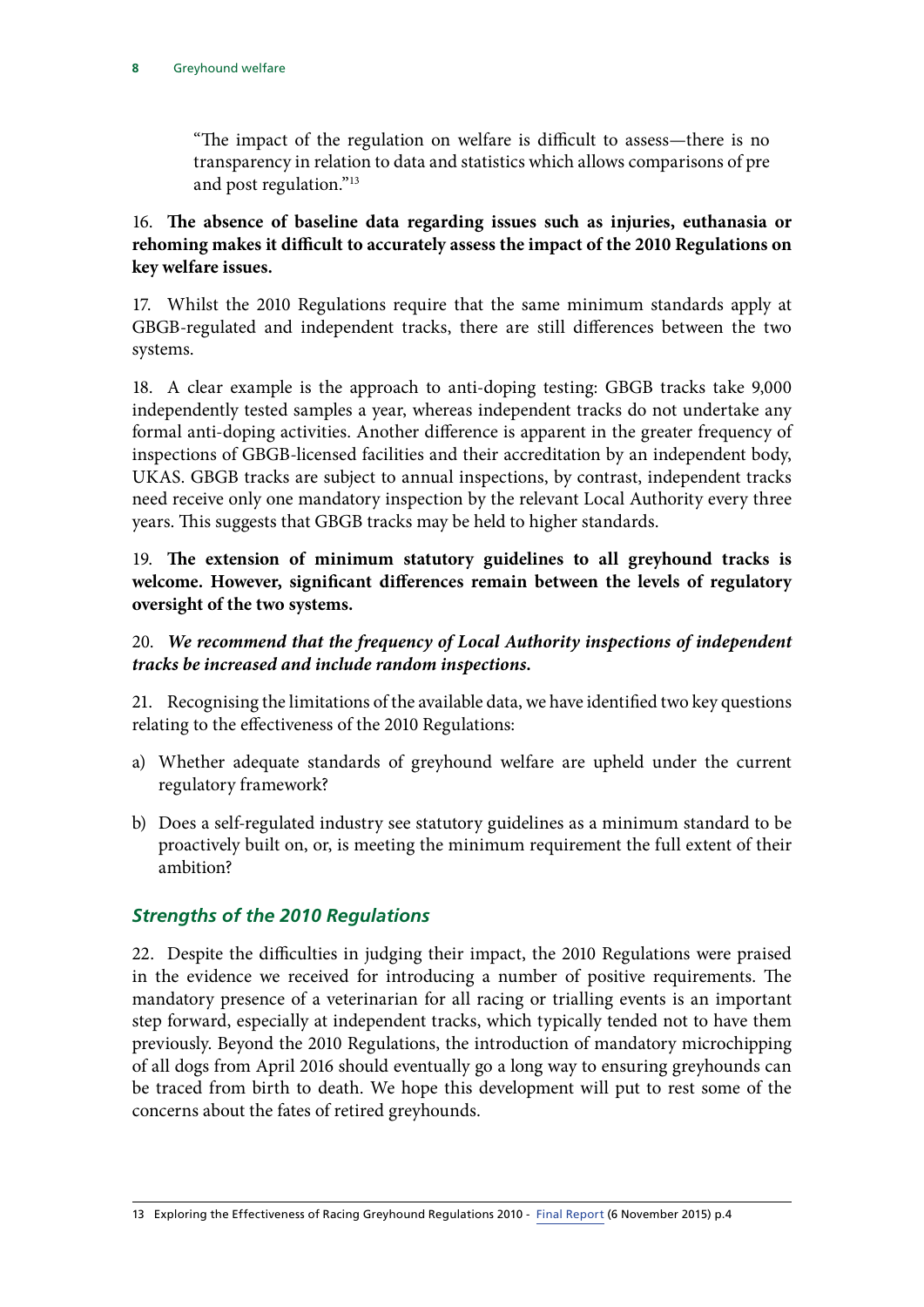> "The impact of the regulation on welfare is difficult to assess—there is no transparency in relation to data and statistics which allows comparisons of pre and post regulation."[13]

16. **The absence of baseline data regarding issues such as injuries, euthanasia or rehoming makes it difficult to accurately assess the impact of the 2010 Regulations on key welfare issues.**

17. Whilst the 2010 Regulations require that the same minimum standards apply at GBGB-regulated and independent tracks, there are still differences between the two systems.

18. A clear example is the approach to anti-doping testing: GBGB tracks take 9,000 independently tested samples a year, whereas independent tracks do not undertake any formal anti-doping activities. Another difference is apparent in the greater frequency of inspections of GBGB-licensed facilities and their accreditation by an independent body, UKAS. GBGB tracks are subject to annual inspections, by contrast, independent tracks need receive only one mandatory inspection by the relevant Local Authority every three years. This suggests that GBGB tracks may be held to higher standards.

19. **The extension of minimum statutory guidelines to all greyhound tracks is welcome. However, significant differences remain between the levels of regulatory oversight of the two systems.**

20. ***We recommend that the frequency of Local Authority inspections of independent tracks be increased and include random inspections.***

21. Recognising the limitations of the available data, we have identified two key questions relating to the effectiveness of the 2010 Regulations:

a) Whether adequate standards of greyhound welfare are upheld under the current regulatory framework?

b) Does a self-regulated industry see statutory guidelines as a minimum standard to be proactively built on, or, is meeting the minimum requirement the full extent of their ambition?

### *Strengths of the 2010 Regulations*

22. Despite the difficulties in judging their impact, the 2010 Regulations were praised in the evidence we received for introducing a number of positive requirements. The mandatory presence of a veterinarian for all racing or trialling events is an important step forward, especially at independent tracks, which typically tended not to have them previously. Beyond the 2010 Regulations, the introduction of mandatory microchipping of all dogs from April 2016 should eventually go a long way to ensuring greyhounds can be traced from birth to death. We hope this development will put to rest some of the concerns about the fates of retired greyhounds.

---

13 Exploring the Effectiveness of Racing Greyhound Regulations 2010 - Final Report (6 November 2015) p.4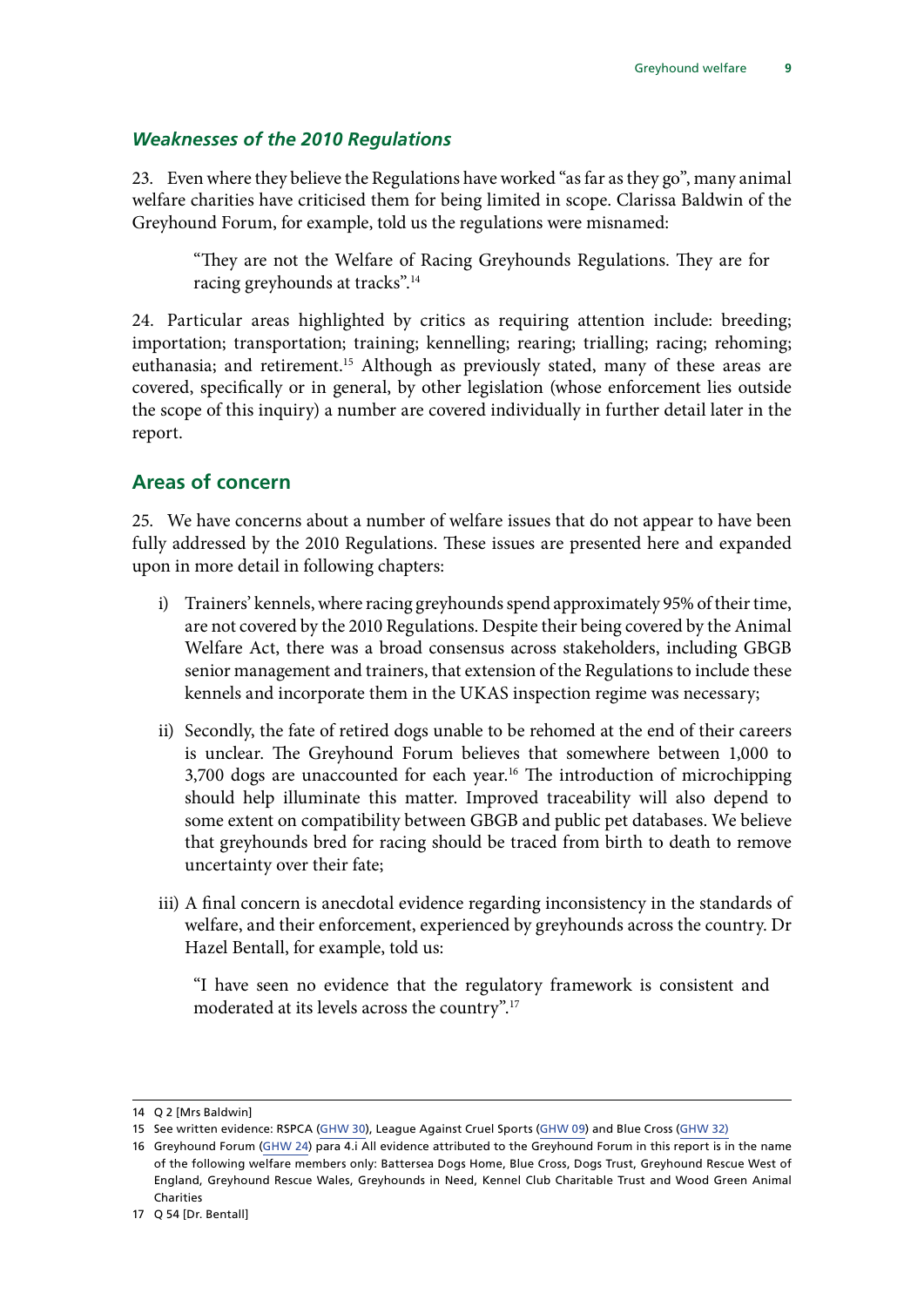### *Weaknesses of the 2010 Regulations*

23. Even where they believe the Regulations have worked "as far as they go", many animal welfare charities have criticised them for being limited in scope. Clarissa Baldwin of the Greyhound Forum, for example, told us the regulations were misnamed:

> "They are not the Welfare of Racing Greyhounds Regulations. They are for racing greyhounds at tracks".[14]

24. Particular areas highlighted by critics as requiring attention include: breeding; importation; transportation; training; kennelling; rearing; trialling; racing; rehoming; euthanasia; and retirement.[15] Although as previously stated, many of these areas are covered, specifically or in general, by other legislation (whose enforcement lies outside the scope of this inquiry) a number are covered individually in further detail later in the report.

## Areas of concern

25. We have concerns about a number of welfare issues that do not appear to have been fully addressed by the 2010 Regulations. These issues are presented here and expanded upon in more detail in following chapters:

i) Trainers' kennels, where racing greyhounds spend approximately 95% of their time, are not covered by the 2010 Regulations. Despite their being covered by the Animal Welfare Act, there was a broad consensus across stakeholders, including GBGB senior management and trainers, that extension of the Regulations to include these kennels and incorporate them in the UKAS inspection regime was necessary;

ii) Secondly, the fate of retired dogs unable to be rehomed at the end of their careers is unclear. The Greyhound Forum believes that somewhere between 1,000 to 3,700 dogs are unaccounted for each year.[16] The introduction of microchipping should help illuminate this matter. Improved traceability will also depend to some extent on compatibility between GBGB and public pet databases. We believe that greyhounds bred for racing should be traced from birth to death to remove uncertainty over their fate;

iii) A final concern is anecdotal evidence regarding inconsistency in the standards of welfare, and their enforcement, experienced by greyhounds across the country. Dr Hazel Bentall, for example, told us:

> "I have seen no evidence that the regulatory framework is consistent and moderated at its levels across the country".[17]

---

14 Q 2 [Mrs Baldwin]

15 See written evidence: RSPCA (GHW 30), League Against Cruel Sports (GHW 09) and Blue Cross (GHW 32)

16 Greyhound Forum (GHW 24) para 4.i All evidence attributed to the Greyhound Forum in this report is in the name of the following welfare members only: Battersea Dogs Home, Blue Cross, Dogs Trust, Greyhound Rescue West of England, Greyhound Rescue Wales, Greyhounds in Need, Kennel Club Charitable Trust and Wood Green Animal Charities

17 Q 54 [Dr. Bentall]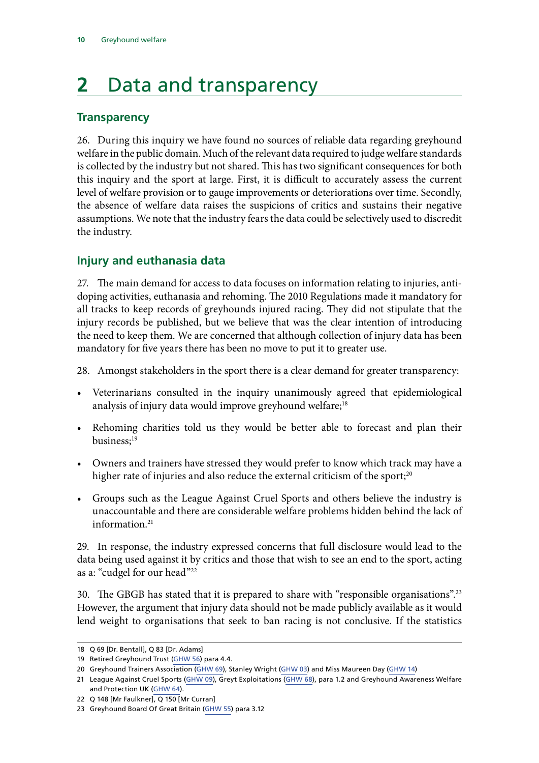# 2 Data and transparency

## Transparency

26. During this inquiry we have found no sources of reliable data regarding greyhound welfare in the public domain. Much of the relevant data required to judge welfare standards is collected by the industry but not shared. This has two significant consequences for both this inquiry and the sport at large. First, it is difficult to accurately assess the current level of welfare provision or to gauge improvements or deteriorations over time. Secondly, the absence of welfare data raises the suspicions of critics and sustains their negative assumptions. We note that the industry fears the data could be selectively used to discredit the industry.

## Injury and euthanasia data

27. The main demand for access to data focuses on information relating to injuries, anti-doping activities, euthanasia and rehoming. The 2010 Regulations made it mandatory for all tracks to keep records of greyhounds injured racing. They did not stipulate that the injury records be published, but we believe that was the clear intention of introducing the need to keep them. We are concerned that although collection of injury data has been mandatory for five years there has been no move to put it to greater use.

28. Amongst stakeholders in the sport there is a clear demand for greater transparency:

- Veterinarians consulted in the inquiry unanimously agreed that epidemiological analysis of injury data would improve greyhound welfare;[18]
- Rehoming charities told us they would be better able to forecast and plan their business;[19]
- Owners and trainers have stressed they would prefer to know which track may have a higher rate of injuries and also reduce the external criticism of the sport;[20]
- Groups such as the League Against Cruel Sports and others believe the industry is unaccountable and there are considerable welfare problems hidden behind the lack of information.[21]

29. In response, the industry expressed concerns that full disclosure would lead to the data being used against it by critics and those that wish to see an end to the sport, acting as a: "cudgel for our head"[22]

30. The GBGB has stated that it is prepared to share with "responsible organisations".[23] However, the argument that injury data should not be made publicly available as it would lend weight to organisations that seek to ban racing is not conclusive. If the statistics

---

18 Q 69 [Dr. Bentall], Q 83 [Dr. Adams]

19 Retired Greyhound Trust (GHW 56) para 4.4.

20 Greyhound Trainers Association (GHW 69), Stanley Wright (GHW 03) and Miss Maureen Day (GHW 14)

21 League Against Cruel Sports (GHW 09), Greyt Exploitations (GHW 68), para 1.2 and Greyhound Awareness Welfare and Protection UK (GHW 64).

22 Q 148 [Mr Faulkner], Q 150 [Mr Curran]

23 Greyhound Board Of Great Britain (GHW 55) para 3.12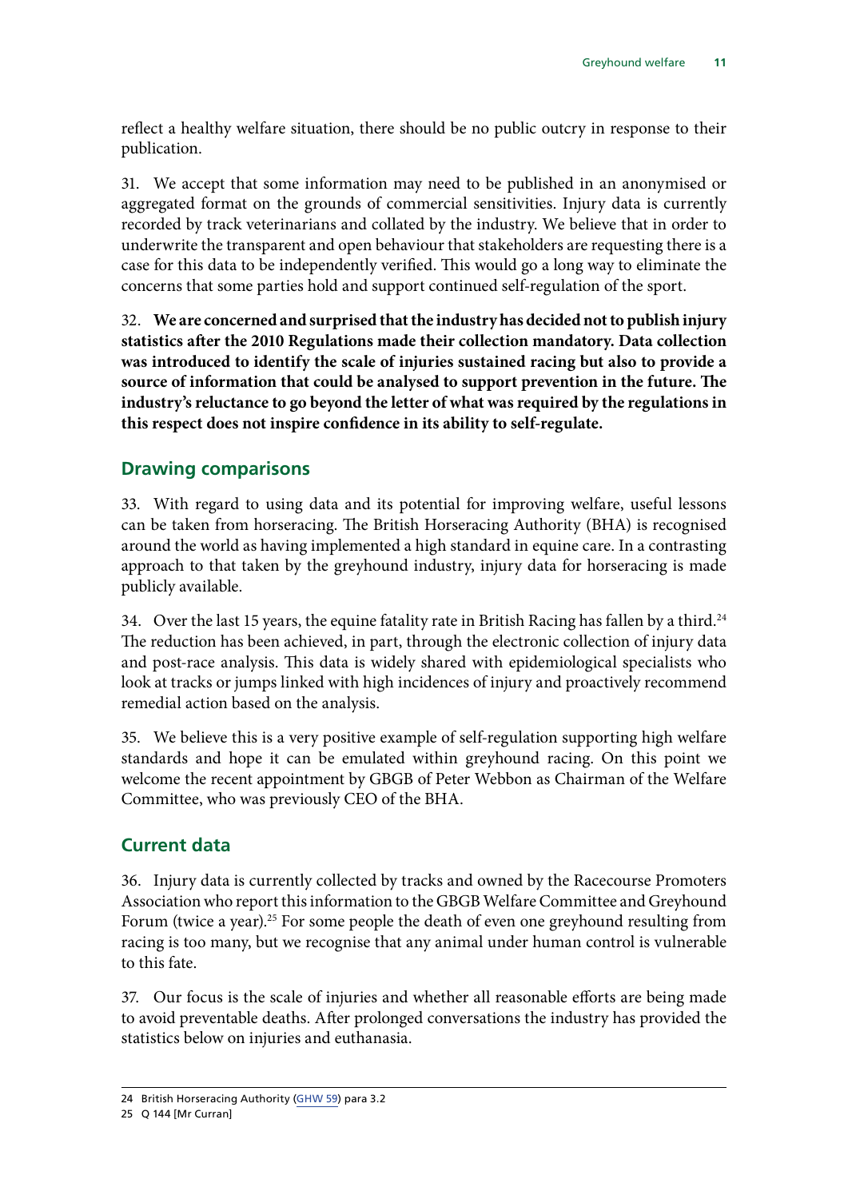reflect a healthy welfare situation, there should be no public outcry in response to their publication.

31. We accept that some information may need to be published in an anonymised or aggregated format on the grounds of commercial sensitivities. Injury data is currently recorded by track veterinarians and collated by the industry. We believe that in order to underwrite the transparent and open behaviour that stakeholders are requesting there is a case for this data to be independently verified. This would go a long way to eliminate the concerns that some parties hold and support continued self-regulation of the sport.

32. **We are concerned and surprised that the industry has decided not to publish injury statistics after the 2010 Regulations made their collection mandatory. Data collection was introduced to identify the scale of injuries sustained racing but also to provide a source of information that could be analysed to support prevention in the future. The industry's reluctance to go beyond the letter of what was required by the regulations in this respect does not inspire confidence in its ability to self-regulate.**

## Drawing comparisons

33. With regard to using data and its potential for improving welfare, useful lessons can be taken from horseracing. The British Horseracing Authority (BHA) is recognised around the world as having implemented a high standard in equine care. In a contrasting approach to that taken by the greyhound industry, injury data for horseracing is made publicly available.

34. Over the last 15 years, the equine fatality rate in British Racing has fallen by a third.[24] The reduction has been achieved, in part, through the electronic collection of injury data and post-race analysis. This data is widely shared with epidemiological specialists who look at tracks or jumps linked with high incidences of injury and proactively recommend remedial action based on the analysis.

35. We believe this is a very positive example of self-regulation supporting high welfare standards and hope it can be emulated within greyhound racing. On this point we welcome the recent appointment by GBGB of Peter Webbon as Chairman of the Welfare Committee, who was previously CEO of the BHA.

## Current data

36. Injury data is currently collected by tracks and owned by the Racecourse Promoters Association who report this information to the GBGB Welfare Committee and Greyhound Forum (twice a year).[25] For some people the death of even one greyhound resulting from racing is too many, but we recognise that any animal under human control is vulnerable to this fate.

37. Our focus is the scale of injuries and whether all reasonable efforts are being made to avoid preventable deaths. After prolonged conversations the industry has provided the statistics below on injuries and euthanasia.

---

24 British Horseracing Authority (GHW 59) para 3.2

25 Q 144 [Mr Curran]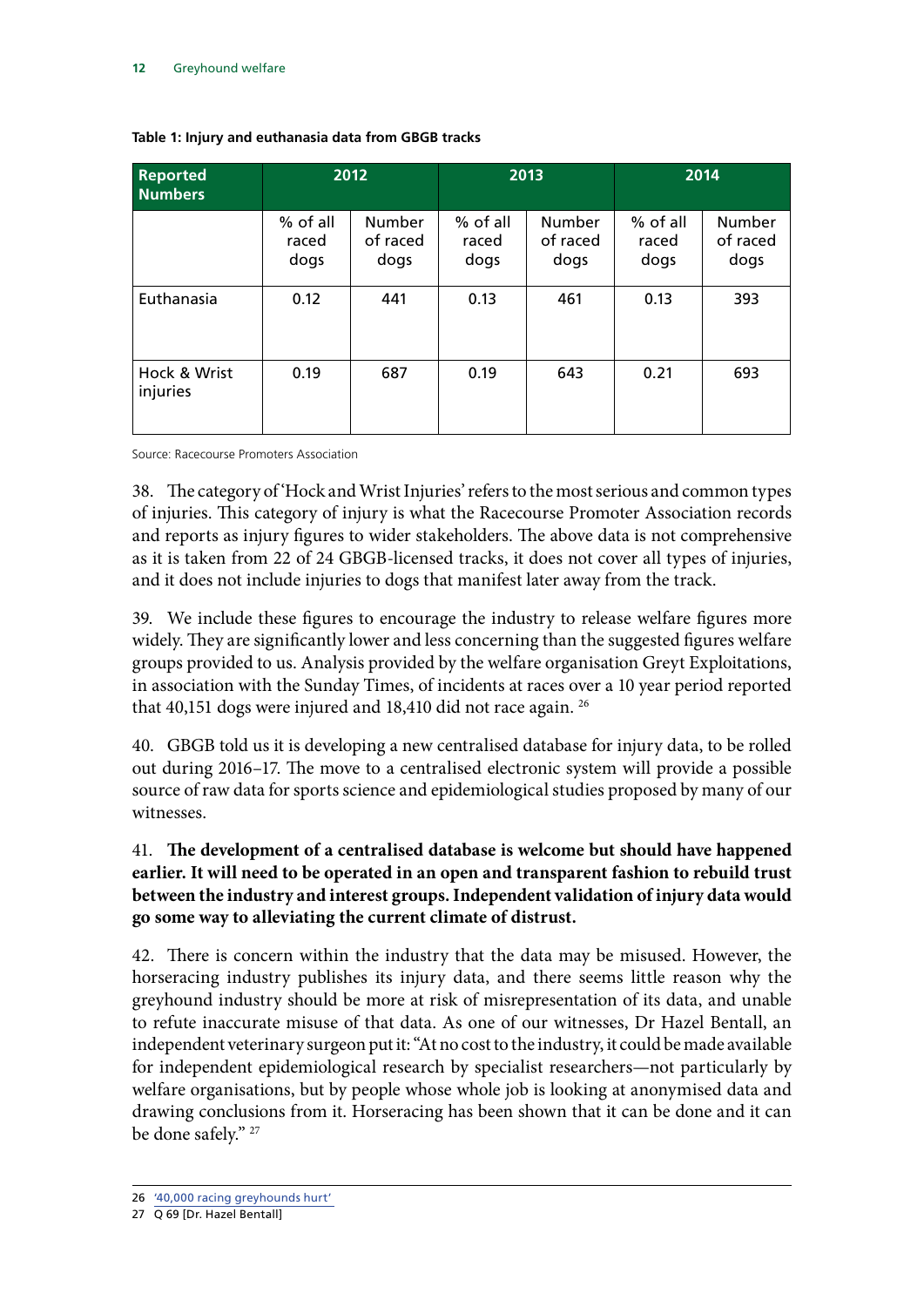**Table 1: Injury and euthanasia data from GBGB tracks**

| Reported Numbers | 2012 | | 2013 | | 2014 | |
|---|---|---|---|---|---|---|
| | % of all raced dogs | Number of raced dogs | % of all raced dogs | Number of raced dogs | % of all raced dogs | Number of raced dogs |
| Euthanasia | 0.12 | 441 | 0.13 | 461 | 0.13 | 393 |
| Hock & Wrist injuries | 0.19 | 687 | 0.19 | 643 | 0.21 | 693 |

Source: Racecourse Promoters Association

38. The category of 'Hock and Wrist Injuries' refers to the most serious and common types of injuries. This category of injury is what the Racecourse Promoter Association records and reports as injury figures to wider stakeholders. The above data is not comprehensive as it is taken from 22 of 24 GBGB-licensed tracks, it does not cover all types of injuries, and it does not include injuries to dogs that manifest later away from the track.

39. We include these figures to encourage the industry to release welfare figures more widely. They are significantly lower and less concerning than the suggested figures welfare groups provided to us. Analysis provided by the welfare organisation Greyt Exploitations, in association with the Sunday Times, of incidents at races over a 10 year period reported that 40,151 dogs were injured and 18,410 did not race again. [26]

40. GBGB told us it is developing a new centralised database for injury data, to be rolled out during 2016–17. The move to a centralised electronic system will provide a possible source of raw data for sports science and epidemiological studies proposed by many of our witnesses.

41. **The development of a centralised database is welcome but should have happened earlier. It will need to be operated in an open and transparent fashion to rebuild trust between the industry and interest groups. Independent validation of injury data would go some way to alleviating the current climate of distrust.**

42. There is concern within the industry that the data may be misused. However, the horseracing industry publishes its injury data, and there seems little reason why the greyhound industry should be more at risk of misrepresentation of its data, and unable to refute inaccurate misuse of that data. As one of our witnesses, Dr Hazel Bentall, an independent veterinary surgeon put it: "At no cost to the industry, it could be made available for independent epidemiological research by specialist researchers—not particularly by welfare organisations, but by people whose whole job is looking at anonymised data and drawing conclusions from it. Horseracing has been shown that it can be done and it can be done safely." [27]

---

26 '40,000 racing greyhounds hurt'

27 Q 69 [Dr. Hazel Bentall]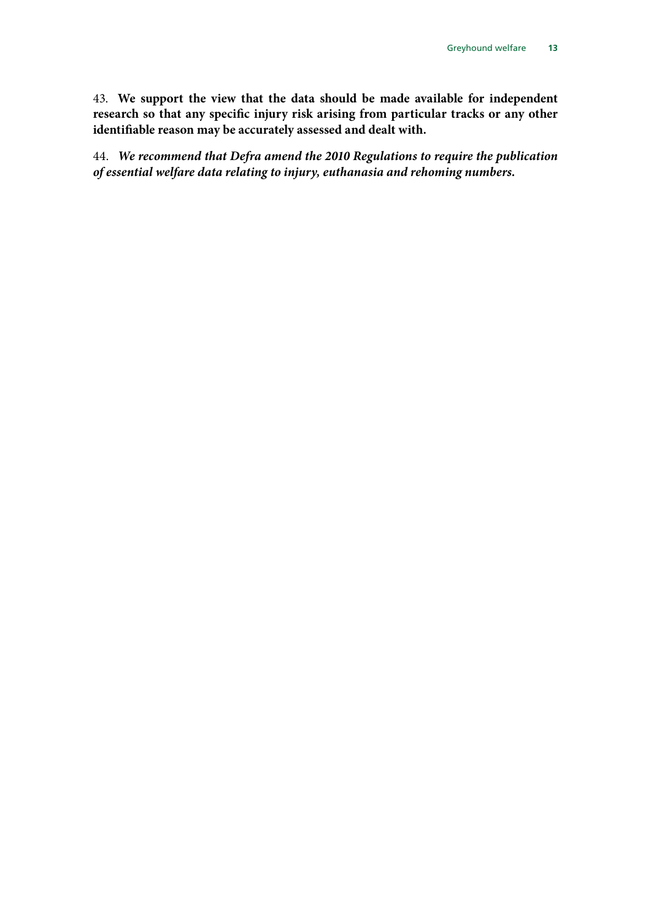43. **We support the view that the data should be made available for independent research so that any specific injury risk arising from particular tracks or any other identifiable reason may be accurately assessed and dealt with.**

44. ***We recommend that Defra amend the 2010 Regulations to require the publication of essential welfare data relating to injury, euthanasia and rehoming numbers.***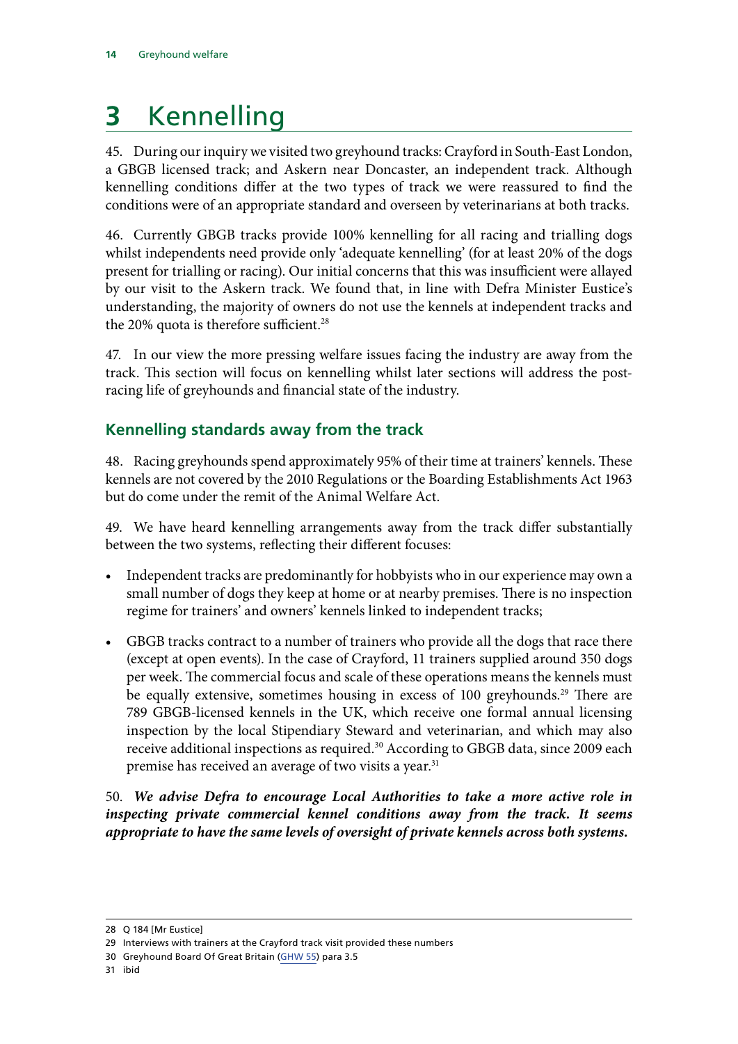# 3 Kennelling

45. During our inquiry we visited two greyhound tracks: Crayford in South-East London, a GBGB licensed track; and Askern near Doncaster, an independent track. Although kennelling conditions differ at the two types of track we were reassured to find the conditions were of an appropriate standard and overseen by veterinarians at both tracks.

46. Currently GBGB tracks provide 100% kennelling for all racing and trialling dogs whilst independents need provide only 'adequate kennelling' (for at least 20% of the dogs present for trialling or racing). Our initial concerns that this was insufficient were allayed by our visit to the Askern track. We found that, in line with Defra Minister Eustice's understanding, the majority of owners do not use the kennels at independent tracks and the 20% quota is therefore sufficient.[28]

47. In our view the more pressing welfare issues facing the industry are away from the track. This section will focus on kennelling whilst later sections will address the post-racing life of greyhounds and financial state of the industry.

## Kennelling standards away from the track

48. Racing greyhounds spend approximately 95% of their time at trainers' kennels. These kennels are not covered by the 2010 Regulations or the Boarding Establishments Act 1963 but do come under the remit of the Animal Welfare Act.

49. We have heard kennelling arrangements away from the track differ substantially between the two systems, reflecting their different focuses:

- Independent tracks are predominantly for hobbyists who in our experience may own a small number of dogs they keep at home or at nearby premises. There is no inspection regime for trainers' and owners' kennels linked to independent tracks;
- GBGB tracks contract to a number of trainers who provide all the dogs that race there (except at open events). In the case of Crayford, 11 trainers supplied around 350 dogs per week. The commercial focus and scale of these operations means the kennels must be equally extensive, sometimes housing in excess of 100 greyhounds.[29] There are 789 GBGB-licensed kennels in the UK, which receive one formal annual licensing inspection by the local Stipendiary Steward and veterinarian, and which may also receive additional inspections as required.[30] According to GBGB data, since 2009 each premise has received an average of two visits a year.[31]

50. ***We advise Defra to encourage Local Authorities to take a more active role in inspecting private commercial kennel conditions away from the track. It seems appropriate to have the same levels of oversight of private kennels across both systems.***

28 Q 184 [Mr Eustice]

29 Interviews with trainers at the Crayford track visit provided these numbers

30 Greyhound Board Of Great Britain (GHW 55) para 3.5

31 ibid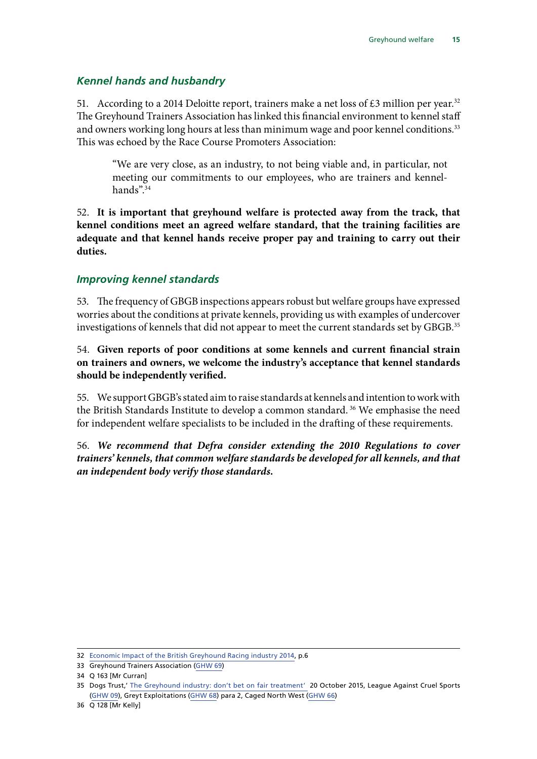### Kennel hands and husbandry

51. According to a 2014 Deloitte report, trainers make a net loss of £3 million per year.[32] The Greyhound Trainers Association has linked this financial environment to kennel staff and owners working long hours at less than minimum wage and poor kennel conditions.[33] This was echoed by the Race Course Promoters Association:

> "We are very close, as an industry, to not being viable and, in particular, not meeting our commitments to our employees, who are trainers and kennel-hands".[34]

52. **It is important that greyhound welfare is protected away from the track, that kennel conditions meet an agreed welfare standard, that the training facilities are adequate and that kennel hands receive proper pay and training to carry out their duties.**

### Improving kennel standards

53. The frequency of GBGB inspections appears robust but welfare groups have expressed worries about the conditions at private kennels, providing us with examples of undercover investigations of kennels that did not appear to meet the current standards set by GBGB.[35]

54. **Given reports of poor conditions at some kennels and current financial strain on trainers and owners, we welcome the industry's acceptance that kennel standards should be independently verified.**

55. We support GBGB's stated aim to raise standards at kennels and intention to work with the British Standards Institute to develop a common standard.[36] We emphasise the need for independent welfare specialists to be included in the drafting of these requirements.

56. ***We recommend that Defra consider extending the 2010 Regulations to cover trainers' kennels, that common welfare standards be developed for all kennels, and that an independent body verify those standards.***

---

32 Economic Impact of the British Greyhound Racing industry 2014, p.6

33 Greyhound Trainers Association (GHW 69)

34 Q 163 [Mr Curran]

35 Dogs Trust,' The Greyhound industry: don't bet on fair treatment' 20 October 2015, League Against Cruel Sports (GHW 09), Greyt Exploitations (GHW 68) para 2, Caged North West (GHW 66)

36 Q 128 [Mr Kelly]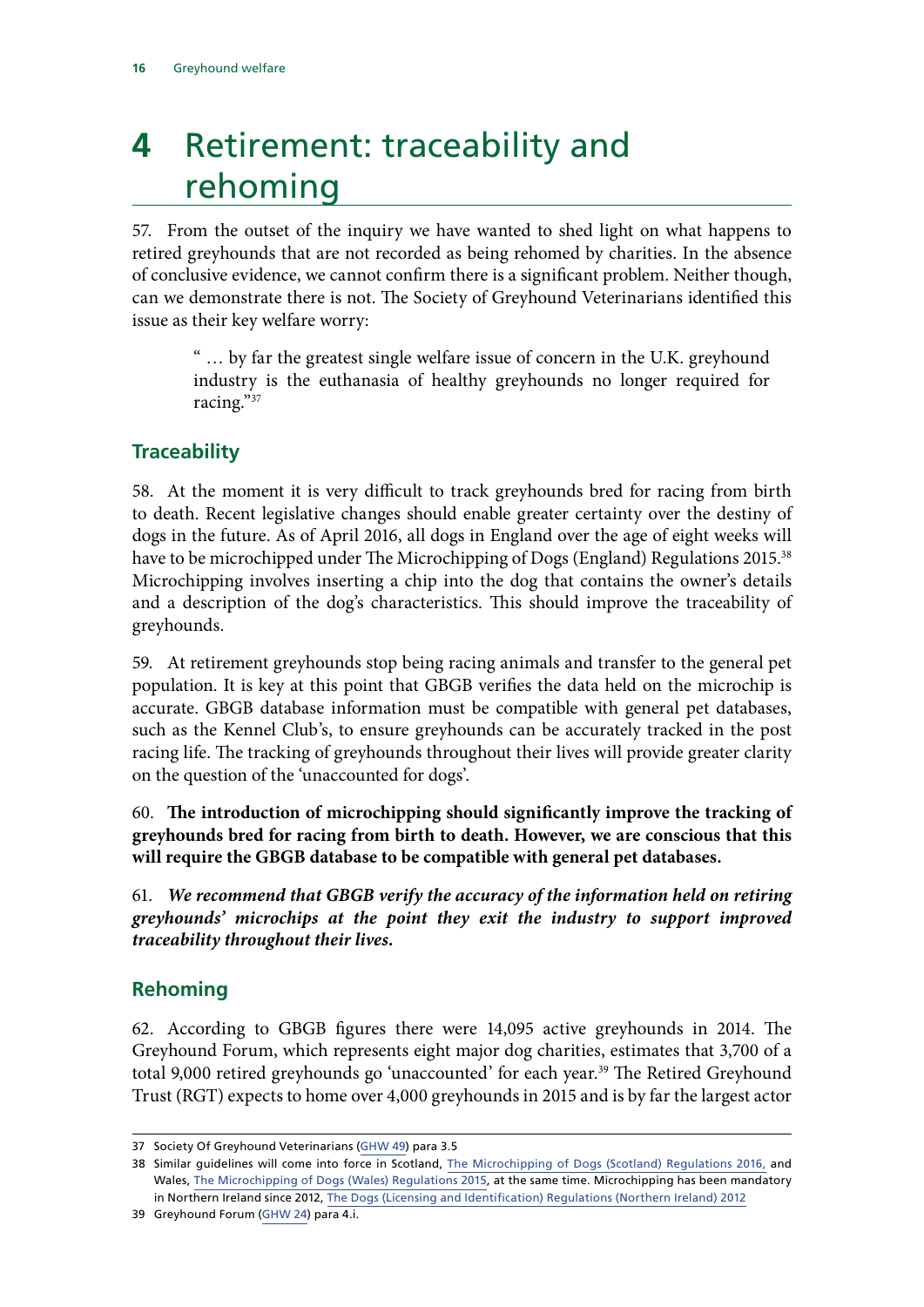# 4 Retirement: traceability and rehoming

57. From the outset of the inquiry we have wanted to shed light on what happens to retired greyhounds that are not recorded as being rehomed by charities. In the absence of conclusive evidence, we cannot confirm there is a significant problem. Neither though, can we demonstrate there is not. The Society of Greyhound Veterinarians identified this issue as their key welfare worry:

> " … by far the greatest single welfare issue of concern in the U.K. greyhound industry is the euthanasia of healthy greyhounds no longer required for racing."[37]

## Traceability

58. At the moment it is very difficult to track greyhounds bred for racing from birth to death. Recent legislative changes should enable greater certainty over the destiny of dogs in the future. As of April 2016, all dogs in England over the age of eight weeks will have to be microchipped under The Microchipping of Dogs (England) Regulations 2015.[38] Microchipping involves inserting a chip into the dog that contains the owner's details and a description of the dog's characteristics. This should improve the traceability of greyhounds.

59. At retirement greyhounds stop being racing animals and transfer to the general pet population. It is key at this point that GBGB verifies the data held on the microchip is accurate. GBGB database information must be compatible with general pet databases, such as the Kennel Club's, to ensure greyhounds can be accurately tracked in the post racing life. The tracking of greyhounds throughout their lives will provide greater clarity on the question of the 'unaccounted for dogs'.

60. **The introduction of microchipping should significantly improve the tracking of greyhounds bred for racing from birth to death. However, we are conscious that this will require the GBGB database to be compatible with general pet databases.**

61. ***We recommend that GBGB verify the accuracy of the information held on retiring greyhounds' microchips at the point they exit the industry to support improved traceability throughout their lives.***

## Rehoming

62. According to GBGB figures there were 14,095 active greyhounds in 2014. The Greyhound Forum, which represents eight major dog charities, estimates that 3,700 of a total 9,000 retired greyhounds go 'unaccounted' for each year.[39] The Retired Greyhound Trust (RGT) expects to home over 4,000 greyhounds in 2015 and is by far the largest actor

---

37 Society Of Greyhound Veterinarians (GHW 49) para 3.5

38 Similar guidelines will come into force in Scotland, The Microchipping of Dogs (Scotland) Regulations 2016, and Wales, The Microchipping of Dogs (Wales) Regulations 2015, at the same time. Microchipping has been mandatory in Northern Ireland since 2012, The Dogs (Licensing and Identification) Regulations (Northern Ireland) 2012

39 Greyhound Forum (GHW 24) para 4.i.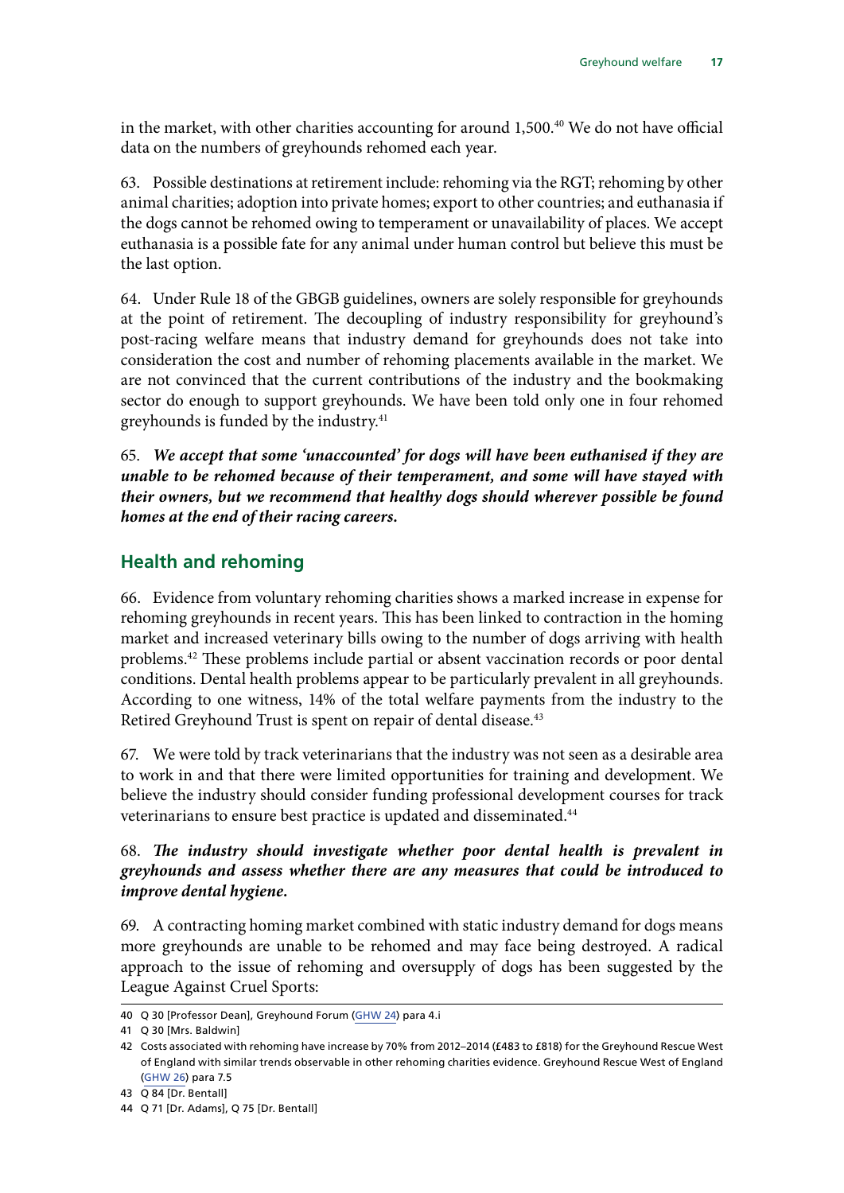in the market, with other charities accounting for around 1,500.[40] We do not have official data on the numbers of greyhounds rehomed each year.

63. Possible destinations at retirement include: rehoming via the RGT; rehoming by other animal charities; adoption into private homes; export to other countries; and euthanasia if the dogs cannot be rehomed owing to temperament or unavailability of places. We accept euthanasia is a possible fate for any animal under human control but believe this must be the last option.

64. Under Rule 18 of the GBGB guidelines, owners are solely responsible for greyhounds at the point of retirement. The decoupling of industry responsibility for greyhound's post-racing welfare means that industry demand for greyhounds does not take into consideration the cost and number of rehoming placements available in the market. We are not convinced that the current contributions of the industry and the bookmaking sector do enough to support greyhounds. We have been told only one in four rehomed greyhounds is funded by the industry.[41]

65. ***We accept that some 'unaccounted' for dogs will have been euthanised if they are unable to be rehomed because of their temperament, and some will have stayed with their owners, but we recommend that healthy dogs should wherever possible be found homes at the end of their racing careers.***

## Health and rehoming

66. Evidence from voluntary rehoming charities shows a marked increase in expense for rehoming greyhounds in recent years. This has been linked to contraction in the homing market and increased veterinary bills owing to the number of dogs arriving with health problems.[42] These problems include partial or absent vaccination records or poor dental conditions. Dental health problems appear to be particularly prevalent in all greyhounds. According to one witness, 14% of the total welfare payments from the industry to the Retired Greyhound Trust is spent on repair of dental disease.[43]

67. We were told by track veterinarians that the industry was not seen as a desirable area to work in and that there were limited opportunities for training and development. We believe the industry should consider funding professional development courses for track veterinarians to ensure best practice is updated and disseminated.[44]

68. ***The industry should investigate whether poor dental health is prevalent in greyhounds and assess whether there are any measures that could be introduced to improve dental hygiene.***

69. A contracting homing market combined with static industry demand for dogs means more greyhounds are unable to be rehomed and may face being destroyed. A radical approach to the issue of rehoming and oversupply of dogs has been suggested by the League Against Cruel Sports:

---

40 Q 30 [Professor Dean], Greyhound Forum (GHW 24) para 4.i

41 Q 30 [Mrs. Baldwin]

42 Costs associated with rehoming have increase by 70% from 2012–2014 (£483 to £818) for the Greyhound Rescue West of England with similar trends observable in other rehoming charities evidence. Greyhound Rescue West of England (GHW 26) para 7.5

43 Q 84 [Dr. Bentall]

44 Q 71 [Dr. Adams], Q 75 [Dr. Bentall]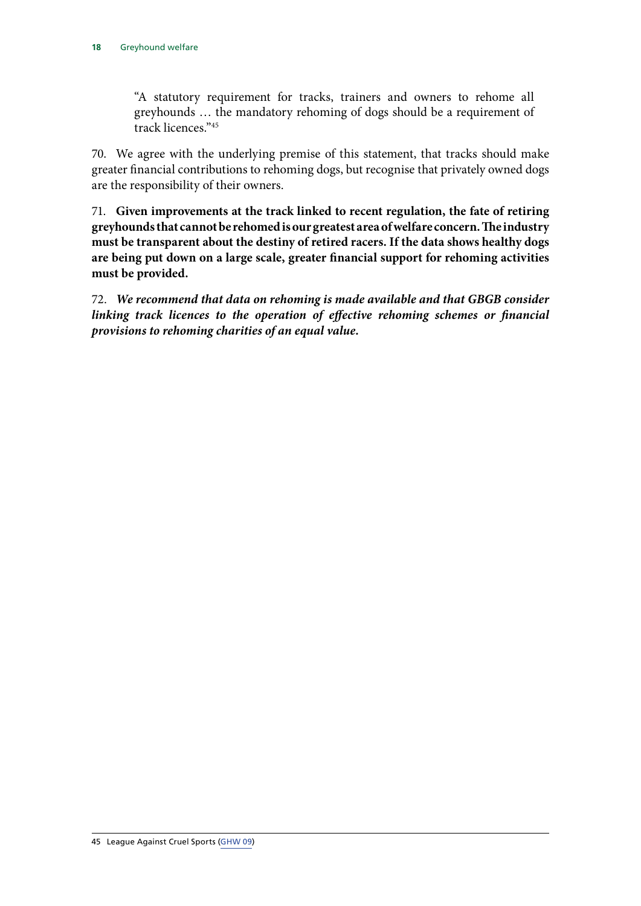> "A statutory requirement for tracks, trainers and owners to rehome all greyhounds … the mandatory rehoming of dogs should be a requirement of track licences."[45]

70. We agree with the underlying premise of this statement, that tracks should make greater financial contributions to rehoming dogs, but recognise that privately owned dogs are the responsibility of their owners.

71. **Given improvements at the track linked to recent regulation, the fate of retiring greyhounds that cannot be rehomed is our greatest area of welfare concern. The industry must be transparent about the destiny of retired racers. If the data shows healthy dogs are being put down on a large scale, greater financial support for rehoming activities must be provided.**

72. ***We recommend that data on rehoming is made available and that GBGB consider linking track licences to the operation of effective rehoming schemes or financial provisions to rehoming charities of an equal value.***

45 League Against Cruel Sports (GHW 09)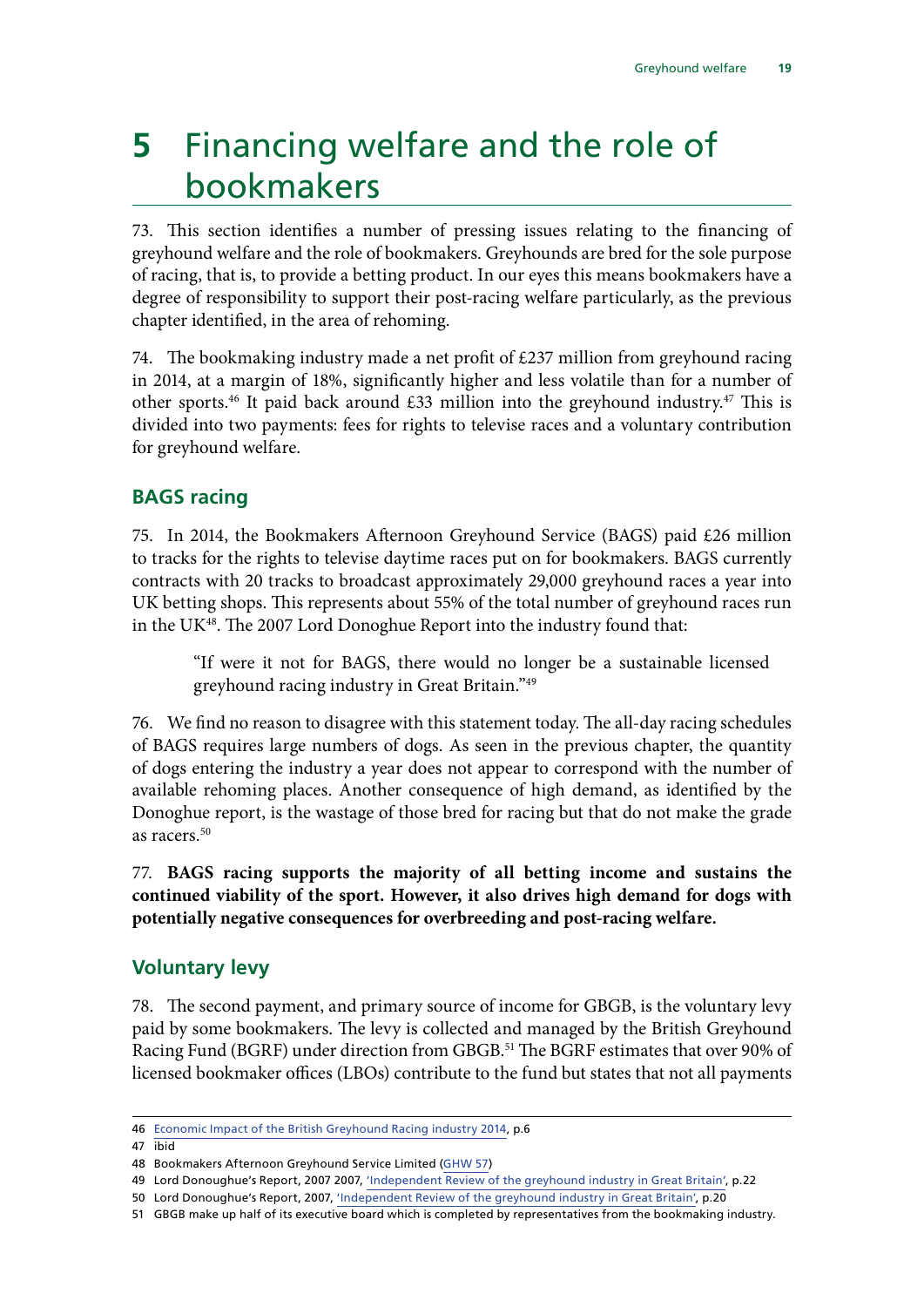# 5 Financing welfare and the role of bookmakers

73. This section identifies a number of pressing issues relating to the financing of greyhound welfare and the role of bookmakers. Greyhounds are bred for the sole purpose of racing, that is, to provide a betting product. In our eyes this means bookmakers have a degree of responsibility to support their post-racing welfare particularly, as the previous chapter identified, in the area of rehoming.

74. The bookmaking industry made a net profit of £237 million from greyhound racing in 2014, at a margin of 18%, significantly higher and less volatile than for a number of other sports.[46] It paid back around £33 million into the greyhound industry.[47] This is divided into two payments: fees for rights to televise races and a voluntary contribution for greyhound welfare.

## BAGS racing

75. In 2014, the Bookmakers Afternoon Greyhound Service (BAGS) paid £26 million to tracks for the rights to televise daytime races put on for bookmakers. BAGS currently contracts with 20 tracks to broadcast approximately 29,000 greyhound races a year into UK betting shops. This represents about 55% of the total number of greyhound races run in the UK[48]. The 2007 Lord Donoghue Report into the industry found that:

> "If were it not for BAGS, there would no longer be a sustainable licensed greyhound racing industry in Great Britain."[49]

76. We find no reason to disagree with this statement today. The all-day racing schedules of BAGS requires large numbers of dogs. As seen in the previous chapter, the quantity of dogs entering the industry a year does not appear to correspond with the number of available rehoming places. Another consequence of high demand, as identified by the Donoghue report, is the wastage of those bred for racing but that do not make the grade as racers.[50]

77. **BAGS racing supports the majority of all betting income and sustains the continued viability of the sport. However, it also drives high demand for dogs with potentially negative consequences for overbreeding and post-racing welfare.**

## Voluntary levy

78. The second payment, and primary source of income for GBGB, is the voluntary levy paid by some bookmakers. The levy is collected and managed by the British Greyhound Racing Fund (BGRF) under direction from GBGB.[51] The BGRF estimates that over 90% of licensed bookmaker offices (LBOs) contribute to the fund but states that not all payments

---

46 Economic Impact of the British Greyhound Racing industry 2014, p.6

47 ibid

48 Bookmakers Afternoon Greyhound Service Limited (GHW 57)

49 Lord Donoughue's Report, 2007 2007, 'Independent Review of the greyhound industry in Great Britain', p.22

50 Lord Donoughue's Report, 2007, 'Independent Review of the greyhound industry in Great Britain', p.20

51 GBGB make up half of its executive board which is completed by representatives from the bookmaking industry.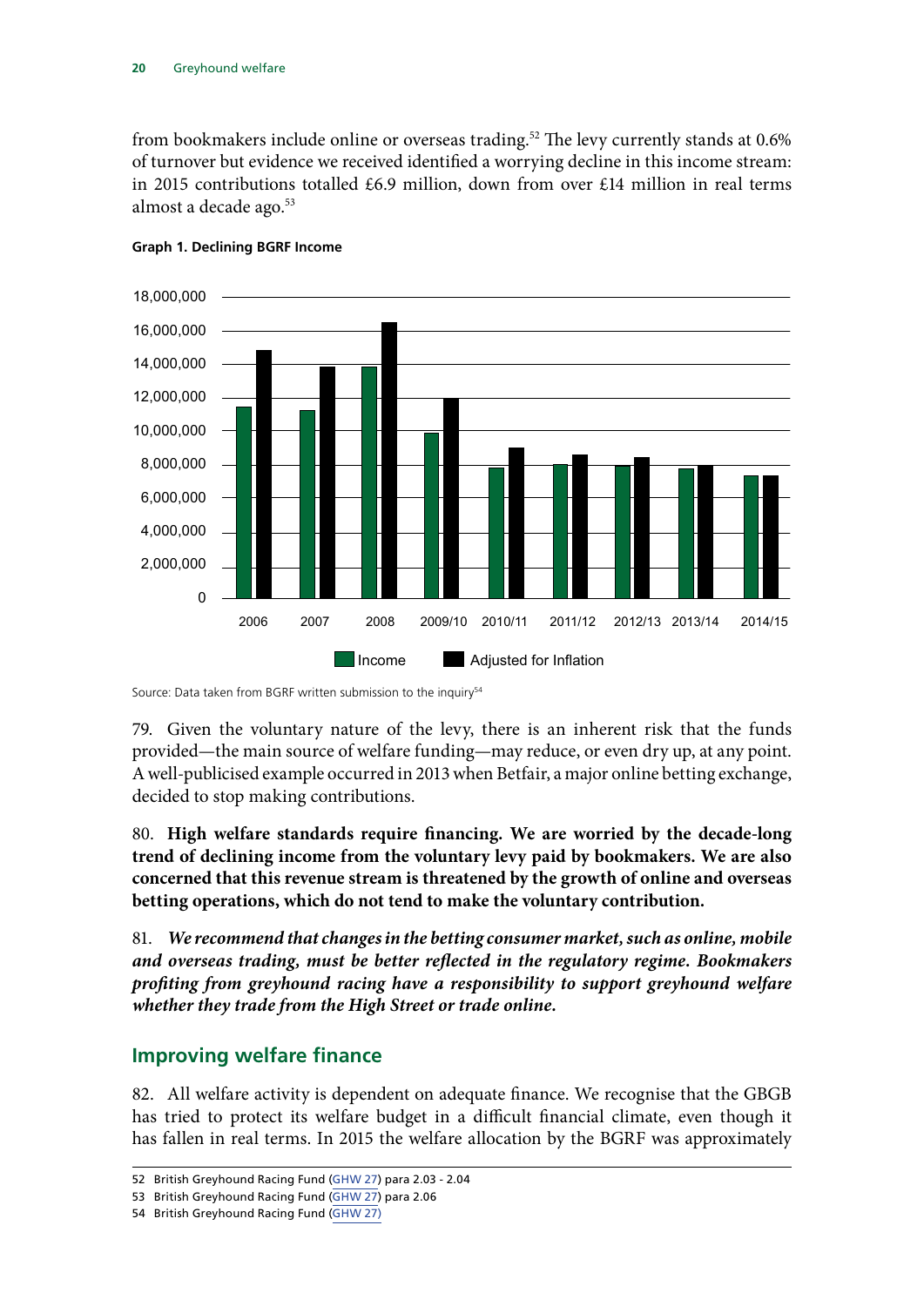from bookmakers include online or overseas trading.[52] The levy currently stands at 0.6% of turnover but evidence we received identified a worrying decline in this income stream: in 2015 contributions totalled £6.9 million, down from over £14 million in real terms almost a decade ago.[53]

**Graph 1. Declining BGRF Income**

Source: Data taken from BGRF written submission to the inquiry[54]

79. Given the voluntary nature of the levy, there is an inherent risk that the funds provided—the main source of welfare funding—may reduce, or even dry up, at any point. A well-publicised example occurred in 2013 when Betfair, a major online betting exchange, decided to stop making contributions.

80. **High welfare standards require financing. We are worried by the decade-long trend of declining income from the voluntary levy paid by bookmakers. We are also concerned that this revenue stream is threatened by the growth of online and overseas betting operations, which do not tend to make the voluntary contribution.**

81. ***We recommend that changes in the betting consumer market, such as online, mobile and overseas trading, must be better reflected in the regulatory regime. Bookmakers profiting from greyhound racing have a responsibility to support greyhound welfare whether they trade from the High Street or trade online.***

## Improving welfare finance

82. All welfare activity is dependent on adequate finance. We recognise that the GBGB has tried to protect its welfare budget in a difficult financial climate, even though it has fallen in real terms. In 2015 the welfare allocation by the BGRF was approximately

52 British Greyhound Racing Fund (GHW 27) para 2.03 - 2.04

53 British Greyhound Racing Fund (GHW 27) para 2.06

54 British Greyhound Racing Fund (GHW 27)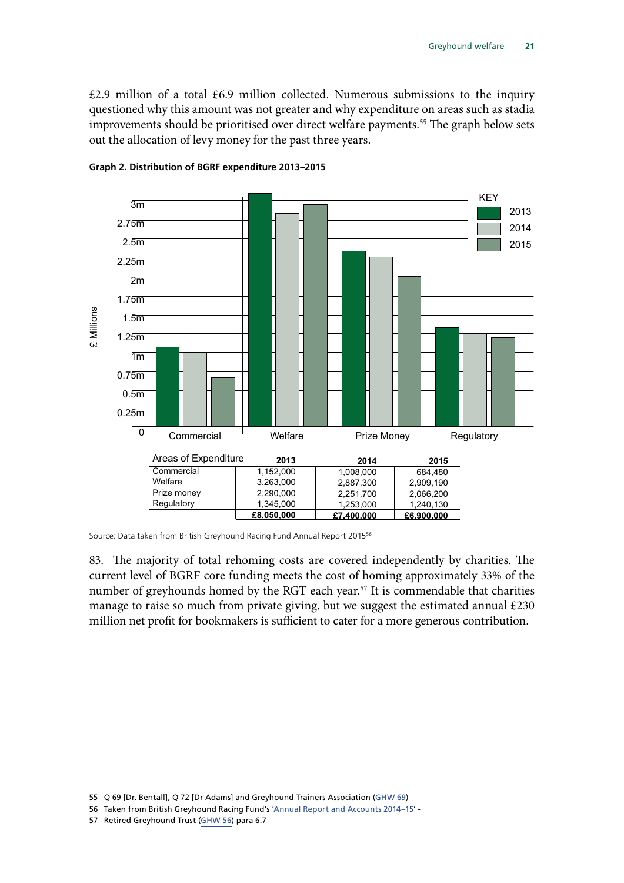£2.9 million of a total £6.9 million collected. Numerous submissions to the inquiry questioned why this amount was not greater and why expenditure on areas such as stadia improvements should be prioritised over direct welfare payments.[55] The graph below sets out the allocation of levy money for the past three years.

**Graph 2. Distribution of BGRF expenditure 2013–2015**

| Areas of Expenditure | 2013 | 2014 | 2015 |
|---|---|---|---|
| Commercial | 1,152,000 | 1,008,000 | 684,480 |
| Welfare | 3,263,000 | 2,887,300 | 2,909,190 |
| Prize money | 2,290,000 | 2,251,700 | 2,066,200 |
| Regulatory | 1,345,000 | 1,253,000 | 1,240,130 |
| | **£8,050,000** | **£7,400,000** | **£6,900,000** |

Source: Data taken from British Greyhound Racing Fund Annual Report 2015[56]

83. The majority of total rehoming costs are covered independently by charities. The current level of BGRF core funding meets the cost of homing approximately 33% of the number of greyhounds homed by the RGT each year.[57] It is commendable that charities manage to raise so much from private giving, but we suggest the estimated annual £230 million net profit for bookmakers is sufficient to cater for a more generous contribution.

55 Q 69 [Dr. Bentall], Q 72 [Dr Adams] and Greyhound Trainers Association (GHW 69)

56 Taken from British Greyhound Racing Fund's 'Annual Report and Accounts 2014–15' -

57 Retired Greyhound Trust (GHW 56) para 6.7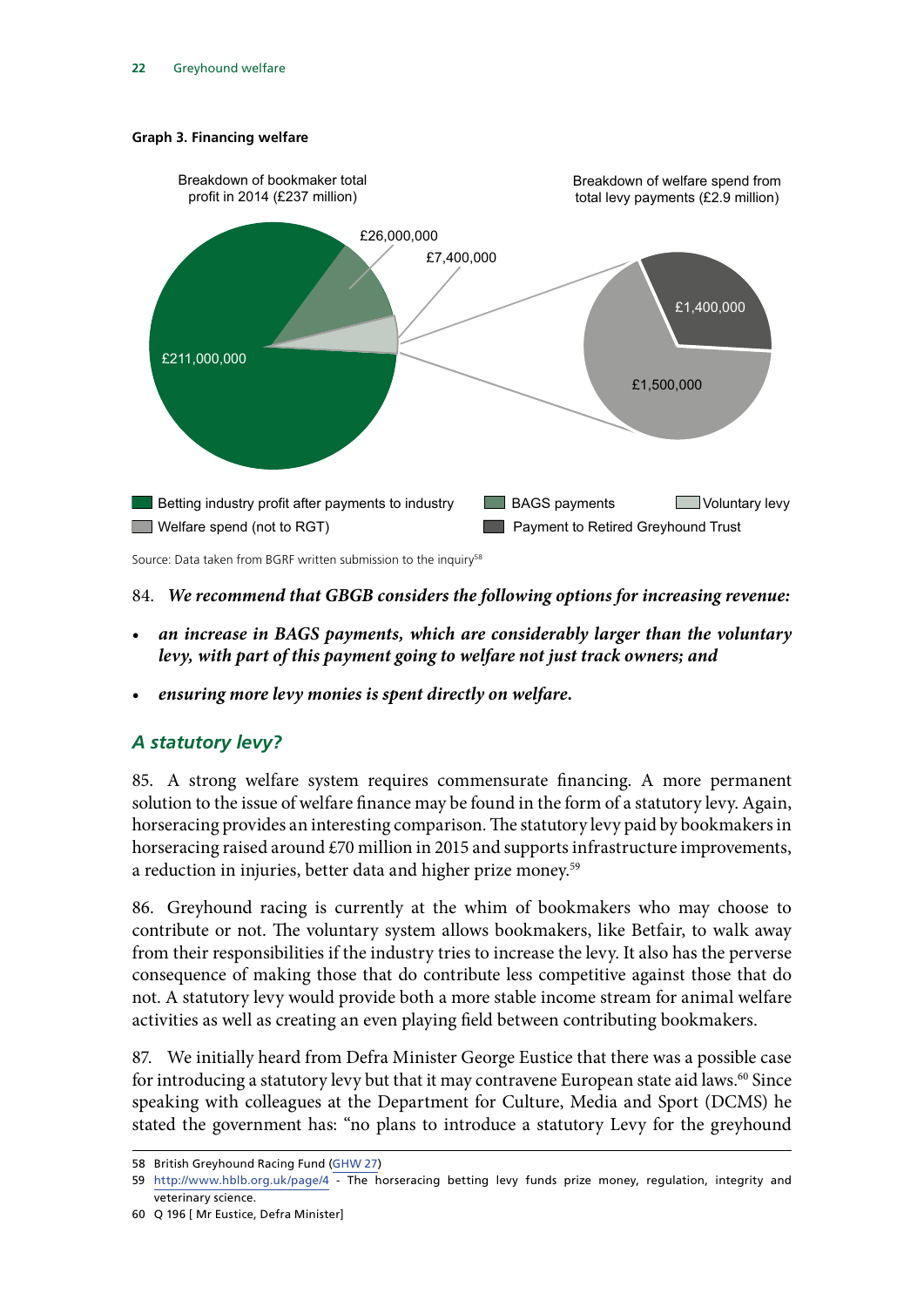**Graph 3. Financing welfare**

Breakdown of bookmaker total profit in 2014 (£237 million)

£211,000,000

£26,000,000

£7,400,000

Breakdown of welfare spend from total levy payments (£2.9 million)

£1,400,000

£1,500,000

Betting industry profit after payments to industry | BAGS payments | Voluntary levy | Welfare spend (not to RGT) | Payment to Retired Greyhound Trust

Source: Data taken from BGRF written submission to the inquiry[58]

84. ***We recommend that GBGB considers the following options for increasing revenue:***

- ***an increase in BAGS payments, which are considerably larger than the voluntary levy, with part of this payment going to welfare not just track owners; and***
- ***ensuring more levy monies is spent directly on welfare.***

## *A statutory levy?*

85. A strong welfare system requires commensurate financing. A more permanent solution to the issue of welfare finance may be found in the form of a statutory levy. Again, horseracing provides an interesting comparison. The statutory levy paid by bookmakers in horseracing raised around £70 million in 2015 and supports infrastructure improvements, a reduction in injuries, better data and higher prize money.[59]

86. Greyhound racing is currently at the whim of bookmakers who may choose to contribute or not. The voluntary system allows bookmakers, like Betfair, to walk away from their responsibilities if the industry tries to increase the levy. It also has the perverse consequence of making those that do contribute less competitive against those that do not. A statutory levy would provide both a more stable income stream for animal welfare activities as well as creating an even playing field between contributing bookmakers.

87. We initially heard from Defra Minister George Eustice that there was a possible case for introducing a statutory levy but that it may contravene European state aid laws.[60] Since speaking with colleagues at the Department for Culture, Media and Sport (DCMS) he stated the government has: "no plans to introduce a statutory Levy for the greyhound

58 British Greyhound Racing Fund (GHW 27)

59 http://www.hblb.org.uk/page/4 - The horseracing betting levy funds prize money, regulation, integrity and veterinary science.

60 Q 196 [ Mr Eustice, Defra Minister]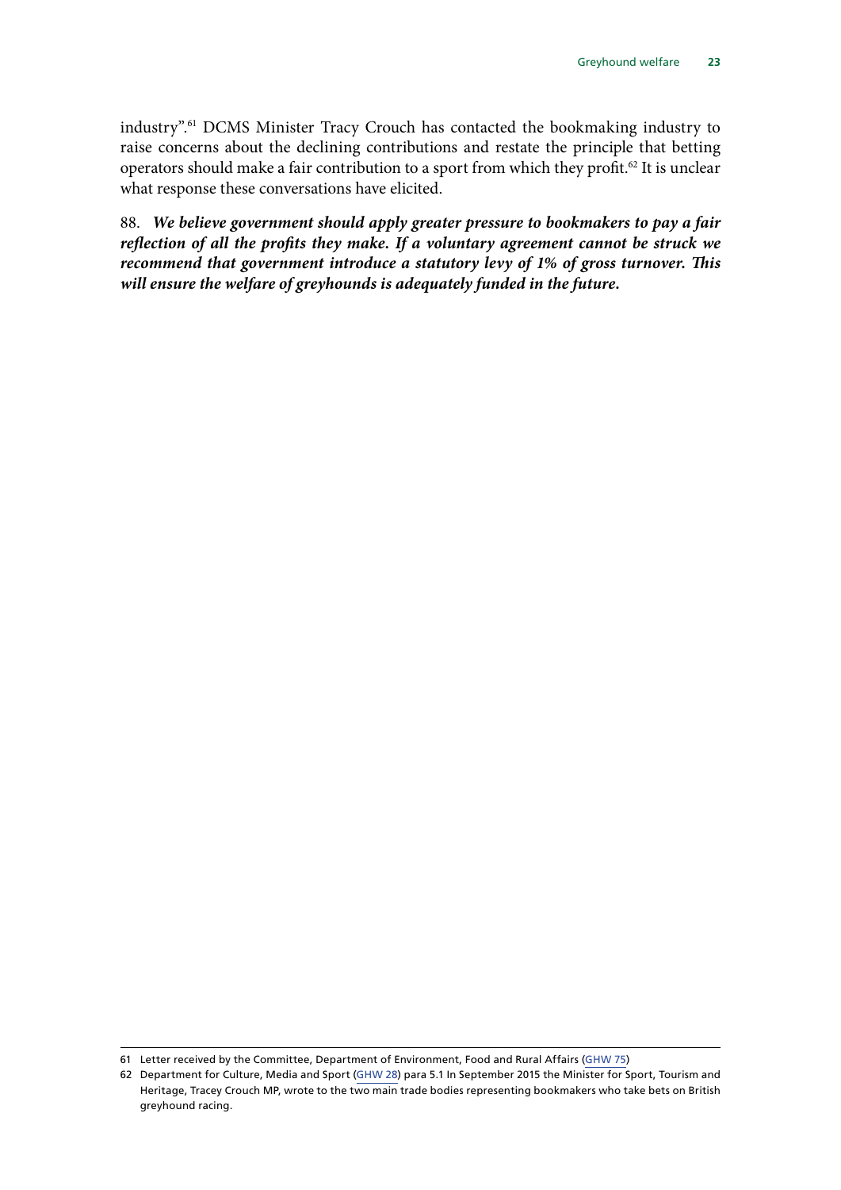industry".[61] DCMS Minister Tracy Crouch has contacted the bookmaking industry to raise concerns about the declining contributions and restate the principle that betting operators should make a fair contribution to a sport from which they profit.[62] It is unclear what response these conversations have elicited.

88. ***We believe government should apply greater pressure to bookmakers to pay a fair reflection of all the profits they make. If a voluntary agreement cannot be struck we recommend that government introduce a statutory levy of 1% of gross turnover. This will ensure the welfare of greyhounds is adequately funded in the future.***

---

61 Letter received by the Committee, Department of Environment, Food and Rural Affairs (GHW 75)

62 Department for Culture, Media and Sport (GHW 28) para 5.1 In September 2015 the Minister for Sport, Tourism and Heritage, Tracey Crouch MP, wrote to the two main trade bodies representing bookmakers who take bets on British greyhound racing.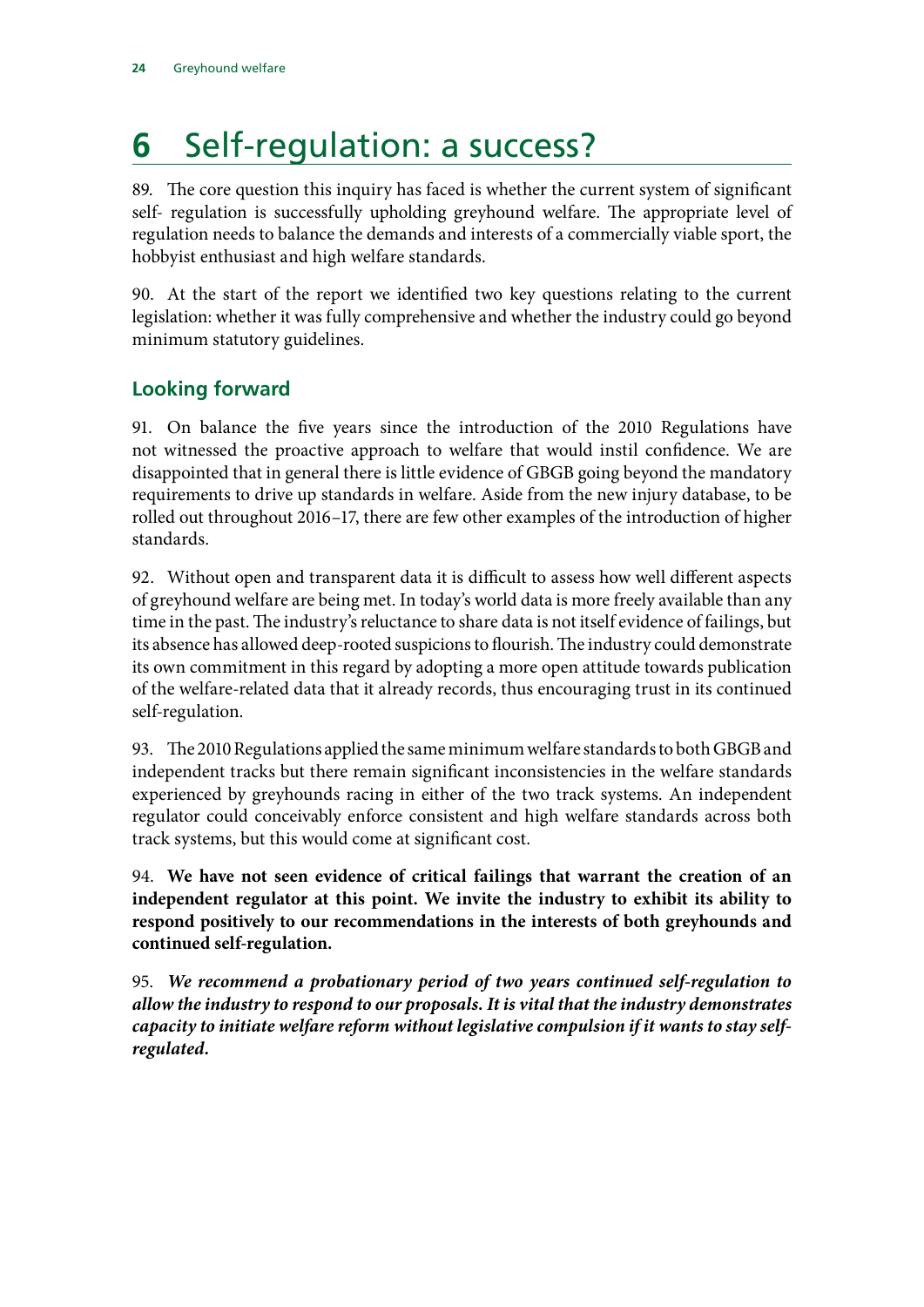# 6 Self-regulation: a success?

89. The core question this inquiry has faced is whether the current system of significant self- regulation is successfully upholding greyhound welfare. The appropriate level of regulation needs to balance the demands and interests of a commercially viable sport, the hobbyist enthusiast and high welfare standards.

90. At the start of the report we identified two key questions relating to the current legislation: whether it was fully comprehensive and whether the industry could go beyond minimum statutory guidelines.

## Looking forward

91. On balance the five years since the introduction of the 2010 Regulations have not witnessed the proactive approach to welfare that would instil confidence. We are disappointed that in general there is little evidence of GBGB going beyond the mandatory requirements to drive up standards in welfare. Aside from the new injury database, to be rolled out throughout 2016–17, there are few other examples of the introduction of higher standards.

92. Without open and transparent data it is difficult to assess how well different aspects of greyhound welfare are being met. In today's world data is more freely available than any time in the past. The industry's reluctance to share data is not itself evidence of failings, but its absence has allowed deep-rooted suspicions to flourish. The industry could demonstrate its own commitment in this regard by adopting a more open attitude towards publication of the welfare-related data that it already records, thus encouraging trust in its continued self-regulation.

93. The 2010 Regulations applied the same minimum welfare standards to both GBGB and independent tracks but there remain significant inconsistencies in the welfare standards experienced by greyhounds racing in either of the two track systems. An independent regulator could conceivably enforce consistent and high welfare standards across both track systems, but this would come at significant cost.

94. **We have not seen evidence of critical failings that warrant the creation of an independent regulator at this point. We invite the industry to exhibit its ability to respond positively to our recommendations in the interests of both greyhounds and continued self-regulation.**

95. ***We recommend a probationary period of two years continued self-regulation to allow the industry to respond to our proposals. It is vital that the industry demonstrates capacity to initiate welfare reform without legislative compulsion if it wants to stay self-regulated.***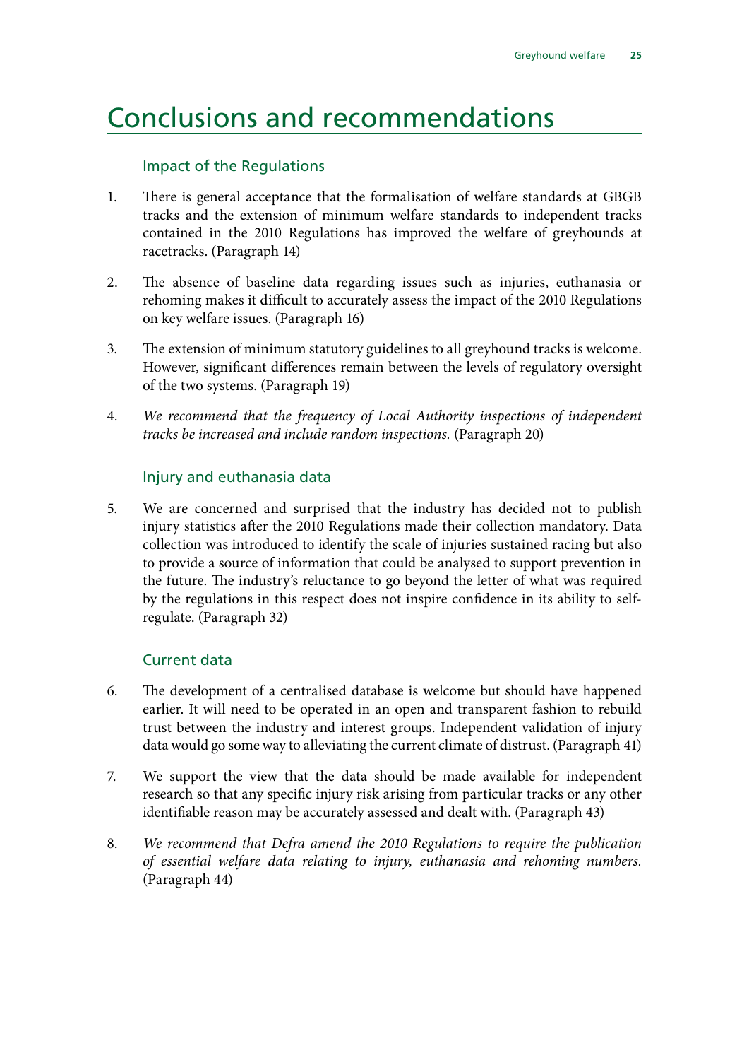# Conclusions and recommendations

### Impact of the Regulations

1. There is general acceptance that the formalisation of welfare standards at GBGB tracks and the extension of minimum welfare standards to independent tracks contained in the 2010 Regulations has improved the welfare of greyhounds at racetracks. (Paragraph 14)

2. The absence of baseline data regarding issues such as injuries, euthanasia or rehoming makes it difficult to accurately assess the impact of the 2010 Regulations on key welfare issues. (Paragraph 16)

3. The extension of minimum statutory guidelines to all greyhound tracks is welcome. However, significant differences remain between the levels of regulatory oversight of the two systems. (Paragraph 19)

4. *We recommend that the frequency of Local Authority inspections of independent tracks be increased and include random inspections.* (Paragraph 20)

### Injury and euthanasia data

5. We are concerned and surprised that the industry has decided not to publish injury statistics after the 2010 Regulations made their collection mandatory. Data collection was introduced to identify the scale of injuries sustained racing but also to provide a source of information that could be analysed to support prevention in the future. The industry's reluctance to go beyond the letter of what was required by the regulations in this respect does not inspire confidence in its ability to self-regulate. (Paragraph 32)

### Current data

6. The development of a centralised database is welcome but should have happened earlier. It will need to be operated in an open and transparent fashion to rebuild trust between the industry and interest groups. Independent validation of injury data would go some way to alleviating the current climate of distrust. (Paragraph 41)

7. We support the view that the data should be made available for independent research so that any specific injury risk arising from particular tracks or any other identifiable reason may be accurately assessed and dealt with. (Paragraph 43)

8. *We recommend that Defra amend the 2010 Regulations to require the publication of essential welfare data relating to injury, euthanasia and rehoming numbers.* (Paragraph 44)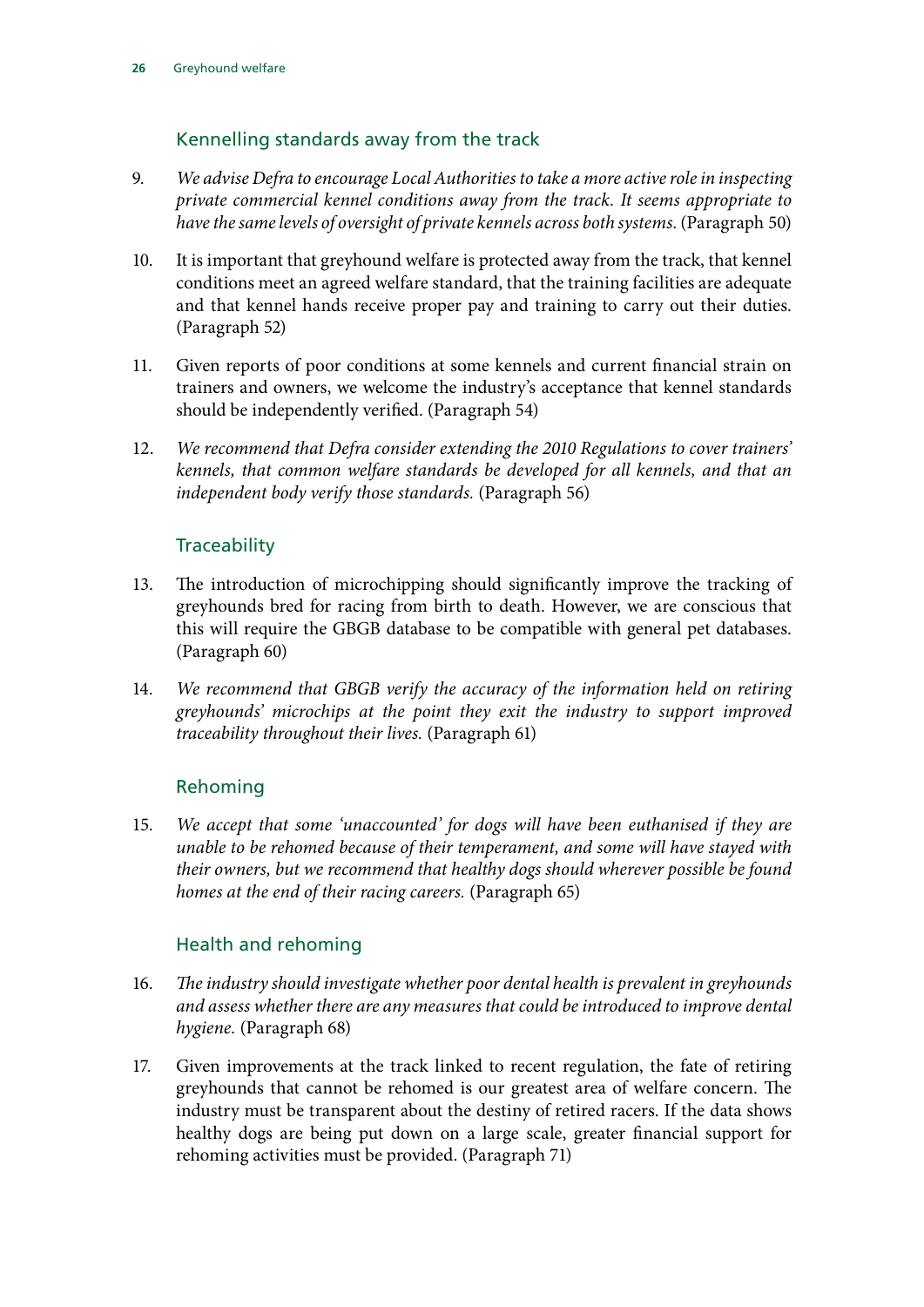### Kennelling standards away from the track

9. *We advise Defra to encourage Local Authorities to take a more active role in inspecting private commercial kennel conditions away from the track. It seems appropriate to have the same levels of oversight of private kennels across both systems.* (Paragraph 50)

10. It is important that greyhound welfare is protected away from the track, that kennel conditions meet an agreed welfare standard, that the training facilities are adequate and that kennel hands receive proper pay and training to carry out their duties. (Paragraph 52)

11. Given reports of poor conditions at some kennels and current financial strain on trainers and owners, we welcome the industry's acceptance that kennel standards should be independently verified. (Paragraph 54)

12. *We recommend that Defra consider extending the 2010 Regulations to cover trainers' kennels, that common welfare standards be developed for all kennels, and that an independent body verify those standards.* (Paragraph 56)

### Traceability

13. The introduction of microchipping should significantly improve the tracking of greyhounds bred for racing from birth to death. However, we are conscious that this will require the GBGB database to be compatible with general pet databases. (Paragraph 60)

14. *We recommend that GBGB verify the accuracy of the information held on retiring greyhounds' microchips at the point they exit the industry to support improved traceability throughout their lives.* (Paragraph 61)

### Rehoming

15. *We accept that some 'unaccounted' for dogs will have been euthanised if they are unable to be rehomed because of their temperament, and some will have stayed with their owners, but we recommend that healthy dogs should wherever possible be found homes at the end of their racing careers.* (Paragraph 65)

### Health and rehoming

16. *The industry should investigate whether poor dental health is prevalent in greyhounds and assess whether there are any measures that could be introduced to improve dental hygiene.* (Paragraph 68)

17. Given improvements at the track linked to recent regulation, the fate of retiring greyhounds that cannot be rehomed is our greatest area of welfare concern. The industry must be transparent about the destiny of retired racers. If the data shows healthy dogs are being put down on a large scale, greater financial support for rehoming activities must be provided. (Paragraph 71)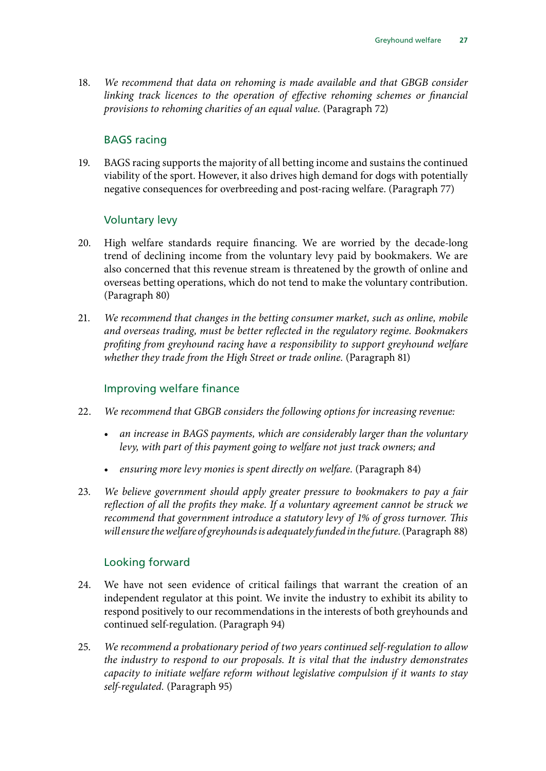18. *We recommend that data on rehoming is made available and that GBGB consider linking track licences to the operation of effective rehoming schemes or financial provisions to rehoming charities of an equal value.* (Paragraph 72)

### BAGS racing

19. BAGS racing supports the majority of all betting income and sustains the continued viability of the sport. However, it also drives high demand for dogs with potentially negative consequences for overbreeding and post-racing welfare. (Paragraph 77)

### Voluntary levy

20. High welfare standards require financing. We are worried by the decade-long trend of declining income from the voluntary levy paid by bookmakers. We are also concerned that this revenue stream is threatened by the growth of online and overseas betting operations, which do not tend to make the voluntary contribution. (Paragraph 80)

21. *We recommend that changes in the betting consumer market, such as online, mobile and overseas trading, must be better reflected in the regulatory regime. Bookmakers profiting from greyhound racing have a responsibility to support greyhound welfare whether they trade from the High Street or trade online.* (Paragraph 81)

### Improving welfare finance

22. *We recommend that GBGB considers the following options for increasing revenue:*

    - *an increase in BAGS payments, which are considerably larger than the voluntary levy, with part of this payment going to welfare not just track owners; and*
    - *ensuring more levy monies is spent directly on welfare.* (Paragraph 84)

23. *We believe government should apply greater pressure to bookmakers to pay a fair reflection of all the profits they make. If a voluntary agreement cannot be struck we recommend that government introduce a statutory levy of 1% of gross turnover. This will ensure the welfare of greyhounds is adequately funded in the future.* (Paragraph 88)

### Looking forward

24. We have not seen evidence of critical failings that warrant the creation of an independent regulator at this point. We invite the industry to exhibit its ability to respond positively to our recommendations in the interests of both greyhounds and continued self-regulation. (Paragraph 94)

25. *We recommend a probationary period of two years continued self-regulation to allow the industry to respond to our proposals. It is vital that the industry demonstrates capacity to initiate welfare reform without legislative compulsion if it wants to stay self-regulated.* (Paragraph 95)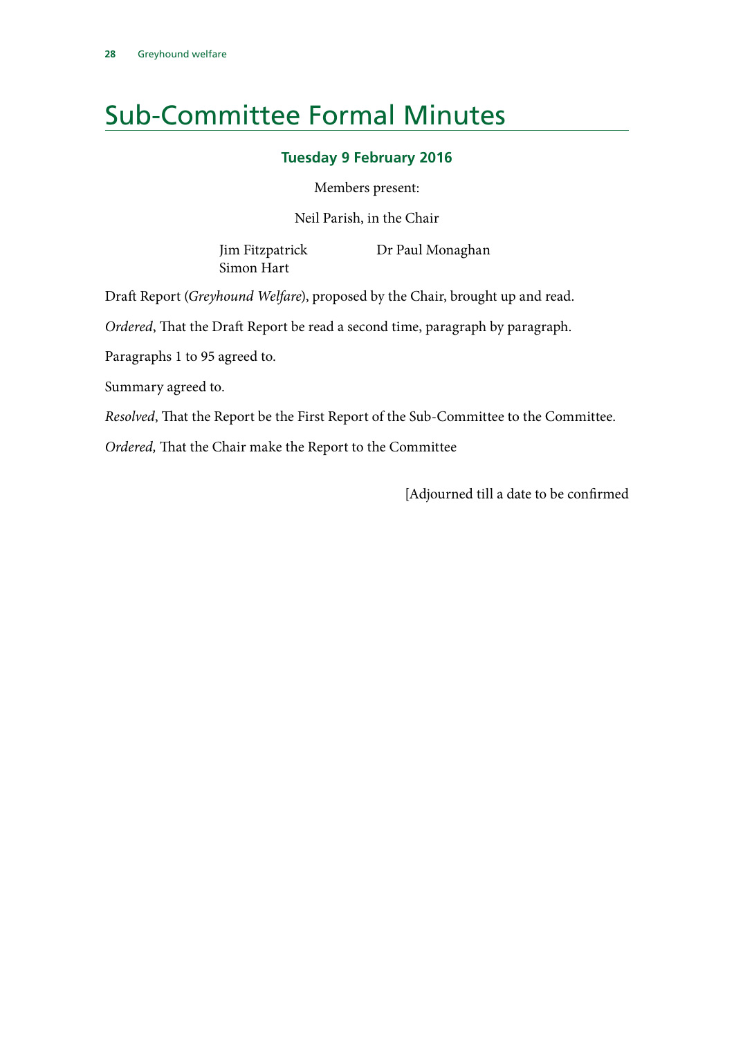# Sub-Committee Formal Minutes

### Tuesday 9 February 2016

Members present:

Neil Parish, in the Chair

Jim Fitzpatrick
Simon Hart
Dr Paul Monaghan

Draft Report (*Greyhound Welfare*), proposed by the Chair, brought up and read.

*Ordered*, That the Draft Report be read a second time, paragraph by paragraph.

Paragraphs 1 to 95 agreed to.

Summary agreed to.

*Resolved*, That the Report be the First Report of the Sub-Committee to the Committee.

*Ordered,* That the Chair make the Report to the Committee

[Adjourned till a date to be confirmed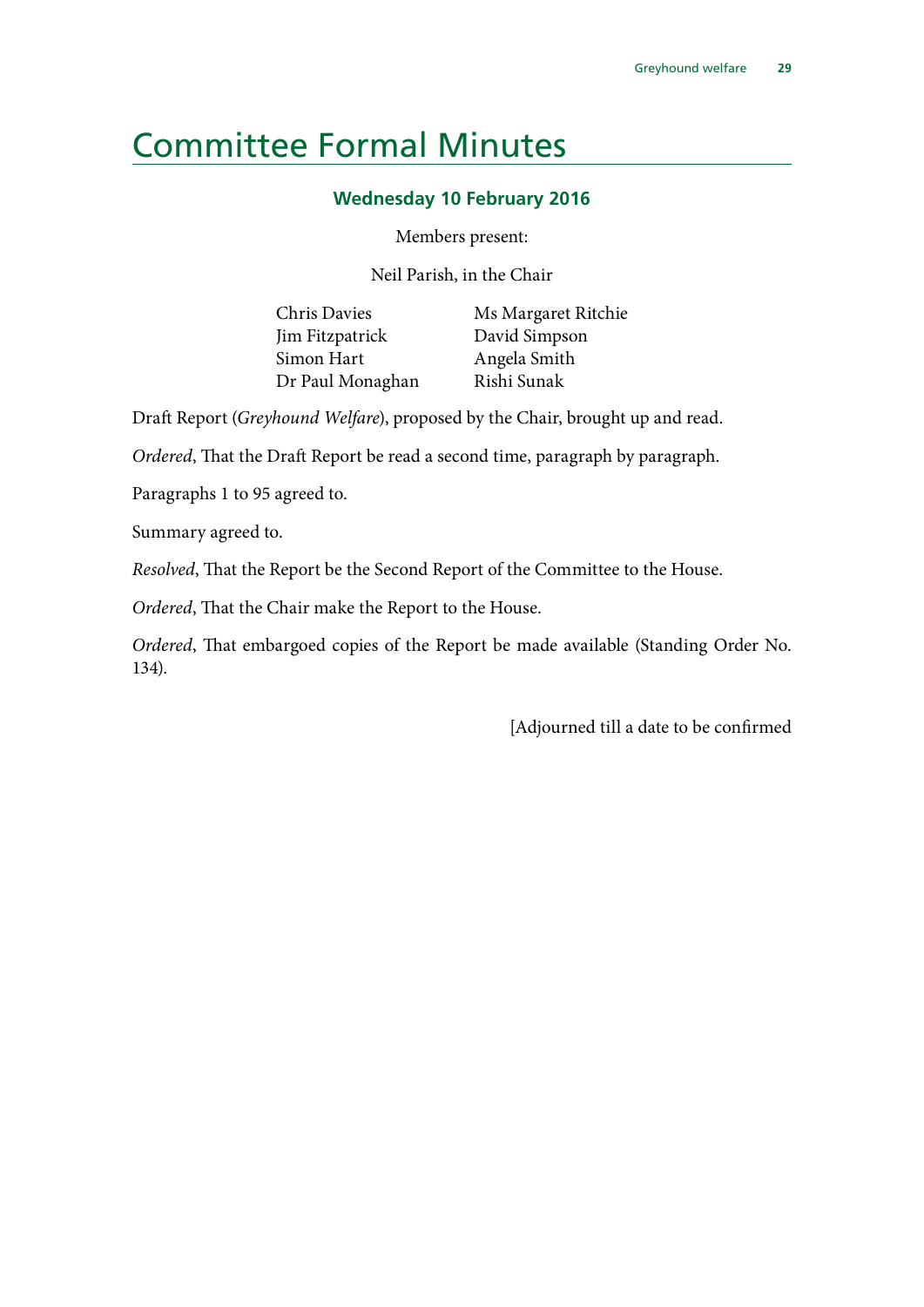# Committee Formal Minutes

### Wednesday 10 February 2016

Members present:

Neil Parish, in the Chair

| | |
|---|---|
| Chris Davies | Ms Margaret Ritchie |
| Jim Fitzpatrick | David Simpson |
| Simon Hart | Angela Smith |
| Dr Paul Monaghan | Rishi Sunak |

Draft Report (*Greyhound Welfare*), proposed by the Chair, brought up and read.

*Ordered*, That the Draft Report be read a second time, paragraph by paragraph.

Paragraphs 1 to 95 agreed to.

Summary agreed to.

*Resolved*, That the Report be the Second Report of the Committee to the House.

*Ordered*, That the Chair make the Report to the House.

*Ordered*, That embargoed copies of the Report be made available (Standing Order No. 134).

[Adjourned till a date to be confirmed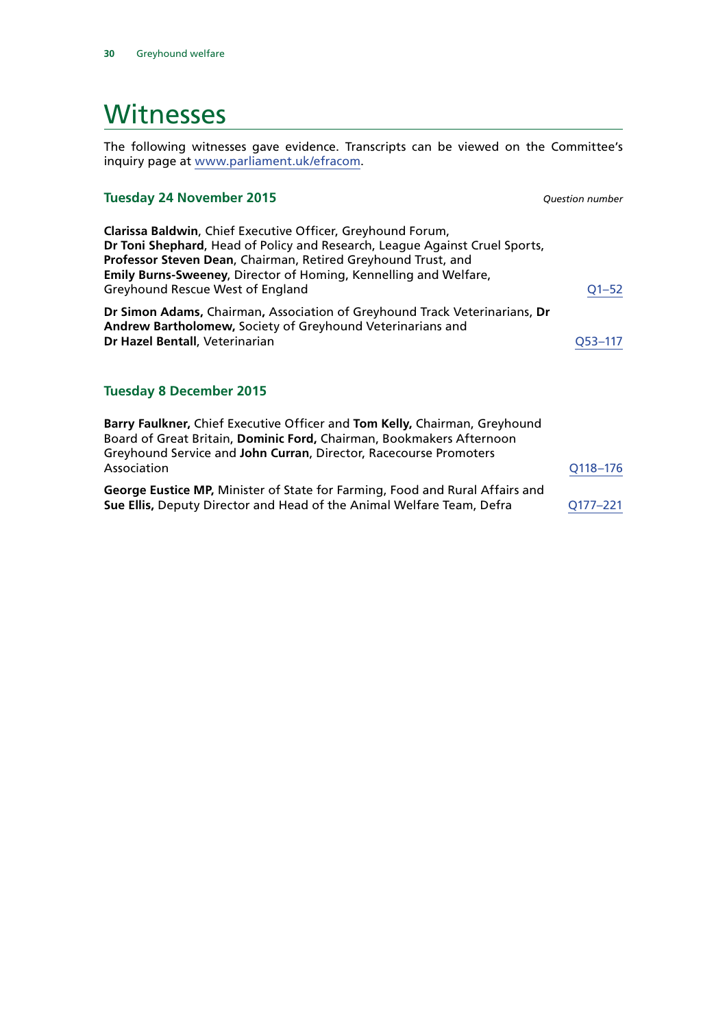# Witnesses

The following witnesses gave evidence. Transcripts can be viewed on the Committee's inquiry page at www.parliament.uk/efracom.

### Tuesday 24 November 2015

*Question number*

**Clarissa Baldwin**, Chief Executive Officer, Greyhound Forum,
**Dr Toni Shephard**, Head of Policy and Research, League Against Cruel Sports,
**Professor Steven Dean**, Chairman, Retired Greyhound Trust, and
**Emily Burns-Sweeney**, Director of Homing, Kennelling and Welfare, Greyhound Rescue West of England — Q1–52

**Dr Simon Adams,** Chairman**,** Association of Greyhound Track Veterinarians, **Dr Andrew Bartholomew,** Society of Greyhound Veterinarians and
**Dr Hazel Bentall**, Veterinarian — Q53–117

### Tuesday 8 December 2015

**Barry Faulkner,** Chief Executive Officer and **Tom Kelly,** Chairman, Greyhound Board of Great Britain, **Dominic Ford,** Chairman, Bookmakers Afternoon Greyhound Service and **John Curran**, Director, Racecourse Promoters Association — Q118–176

**George Eustice MP,** Minister of State for Farming, Food and Rural Affairs and
**Sue Ellis,** Deputy Director and Head of the Animal Welfare Team, Defra — Q177–221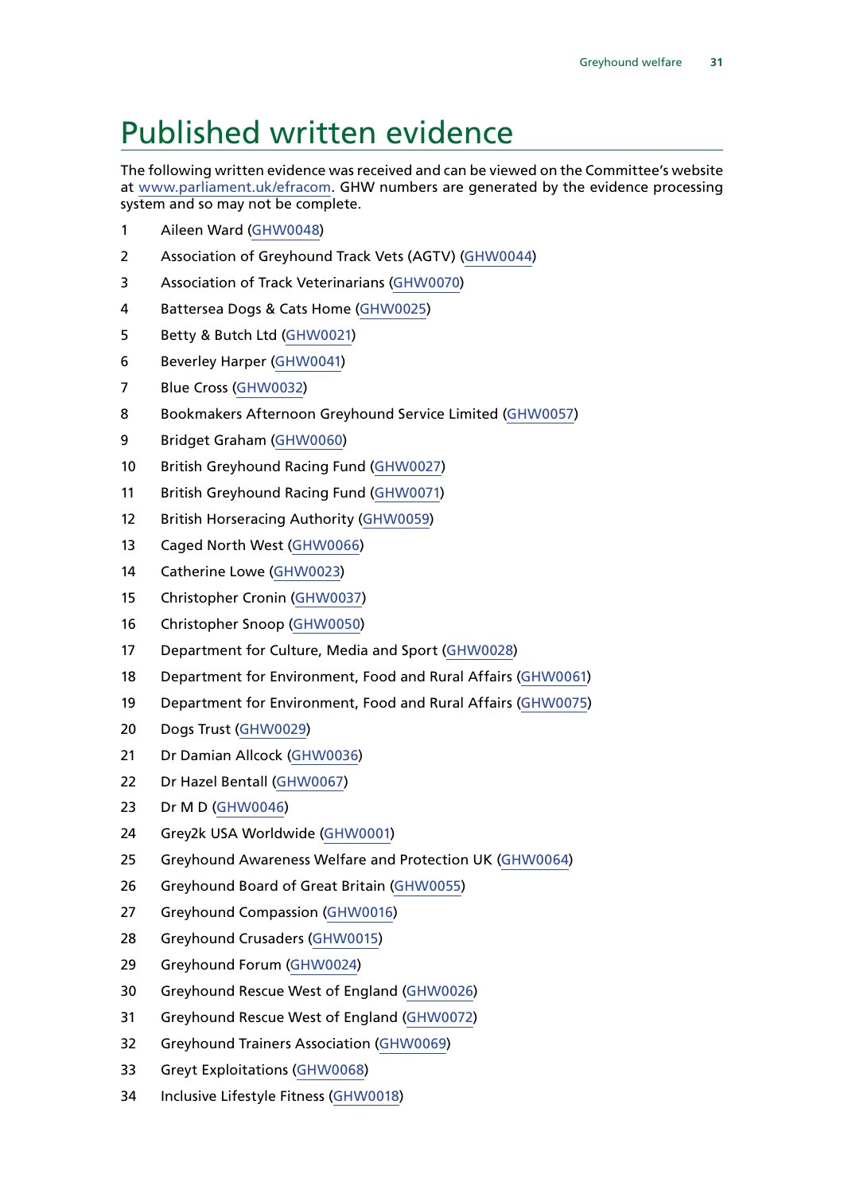# Published written evidence

The following written evidence was received and can be viewed on the Committee's website at www.parliament.uk/efracom. GHW numbers are generated by the evidence processing system and so may not be complete.

1 Aileen Ward (GHW0048)

2 Association of Greyhound Track Vets (AGTV) (GHW0044)

3 Association of Track Veterinarians (GHW0070)

4 Battersea Dogs & Cats Home (GHW0025)

5 Betty & Butch Ltd (GHW0021)

6 Beverley Harper (GHW0041)

7 Blue Cross (GHW0032)

8 Bookmakers Afternoon Greyhound Service Limited (GHW0057)

9 Bridget Graham (GHW0060)

10 British Greyhound Racing Fund (GHW0027)

11 British Greyhound Racing Fund (GHW0071)

12 British Horseracing Authority (GHW0059)

13 Caged North West (GHW0066)

14 Catherine Lowe (GHW0023)

15 Christopher Cronin (GHW0037)

16 Christopher Snoop (GHW0050)

17 Department for Culture, Media and Sport (GHW0028)

18 Department for Environment, Food and Rural Affairs (GHW0061)

19 Department for Environment, Food and Rural Affairs (GHW0075)

20 Dogs Trust (GHW0029)

21 Dr Damian Allcock (GHW0036)

22 Dr Hazel Bentall (GHW0067)

23 Dr M D (GHW0046)

24 Grey2k USA Worldwide (GHW0001)

25 Greyhound Awareness Welfare and Protection UK (GHW0064)

26 Greyhound Board of Great Britain (GHW0055)

27 Greyhound Compassion (GHW0016)

28 Greyhound Crusaders (GHW0015)

29 Greyhound Forum (GHW0024)

30 Greyhound Rescue West of England (GHW0026)

31 Greyhound Rescue West of England (GHW0072)

32 Greyhound Trainers Association (GHW0069)

33 Greyt Exploitations (GHW0068)

34 Inclusive Lifestyle Fitness (GHW0018)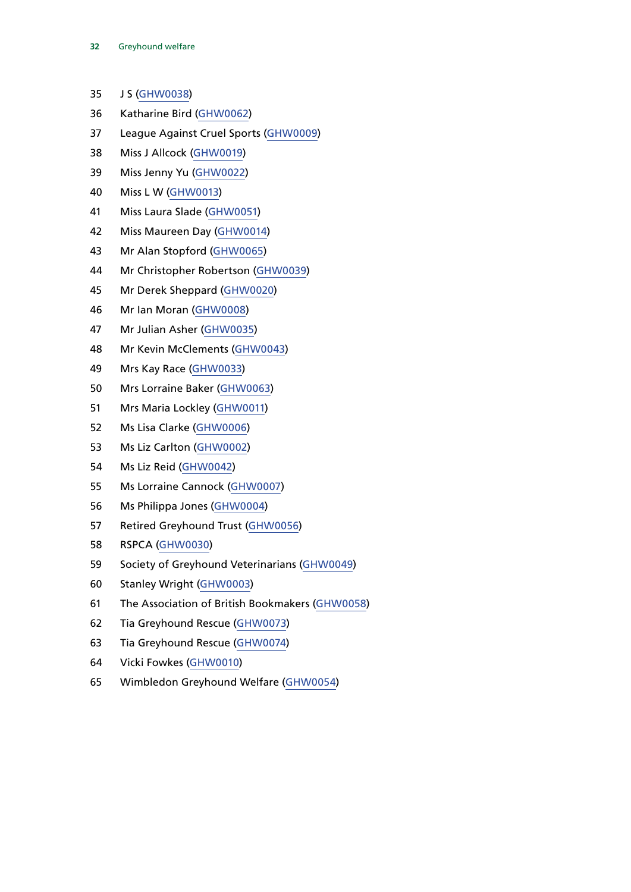35 J S (GHW0038)

36 Katharine Bird (GHW0062)

37 League Against Cruel Sports (GHW0009)

38 Miss J Allcock (GHW0019)

39 Miss Jenny Yu (GHW0022)

40 Miss L W (GHW0013)

41 Miss Laura Slade (GHW0051)

42 Miss Maureen Day (GHW0014)

43 Mr Alan Stopford (GHW0065)

44 Mr Christopher Robertson (GHW0039)

45 Mr Derek Sheppard (GHW0020)

46 Mr Ian Moran (GHW0008)

47 Mr Julian Asher (GHW0035)

48 Mr Kevin McClements (GHW0043)

49 Mrs Kay Race (GHW0033)

50 Mrs Lorraine Baker (GHW0063)

51 Mrs Maria Lockley (GHW0011)

52 Ms Lisa Clarke (GHW0006)

53 Ms Liz Carlton (GHW0002)

54 Ms Liz Reid (GHW0042)

55 Ms Lorraine Cannock (GHW0007)

56 Ms Philippa Jones (GHW0004)

57 Retired Greyhound Trust (GHW0056)

58 RSPCA (GHW0030)

59 Society of Greyhound Veterinarians (GHW0049)

60 Stanley Wright (GHW0003)

61 The Association of British Bookmakers (GHW0058)

62 Tia Greyhound Rescue (GHW0073)

63 Tia Greyhound Rescue (GHW0074)

64 Vicki Fowkes (GHW0010)

65 Wimbledon Greyhound Welfare (GHW0054)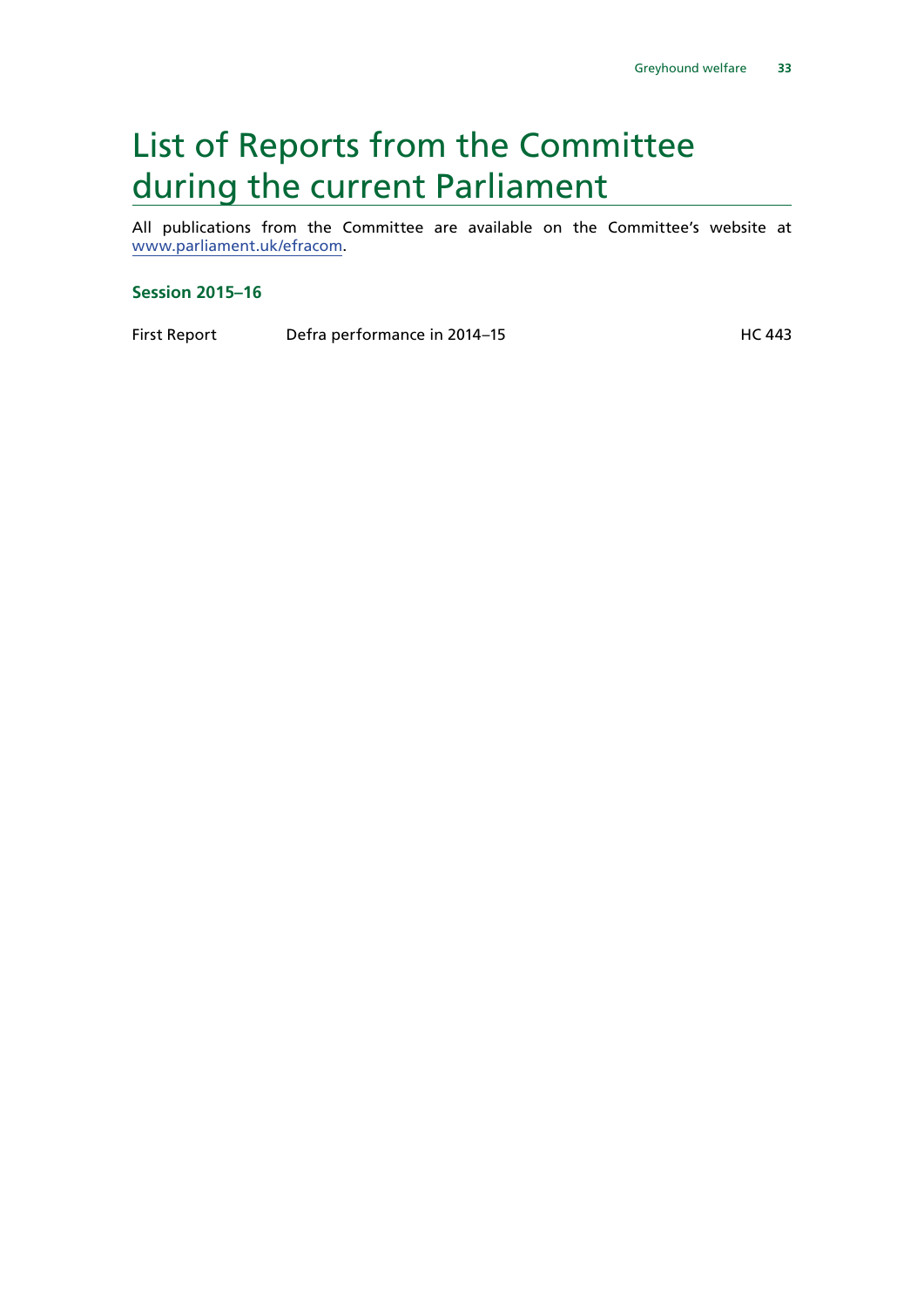# List of Reports from the Committee during the current Parliament

All publications from the Committee are available on the Committee's website at www.parliament.uk/efracom.

### Session 2015–16

| | | |
|---|---|---|
| First Report | Defra performance in 2014–15 | HC 443 |